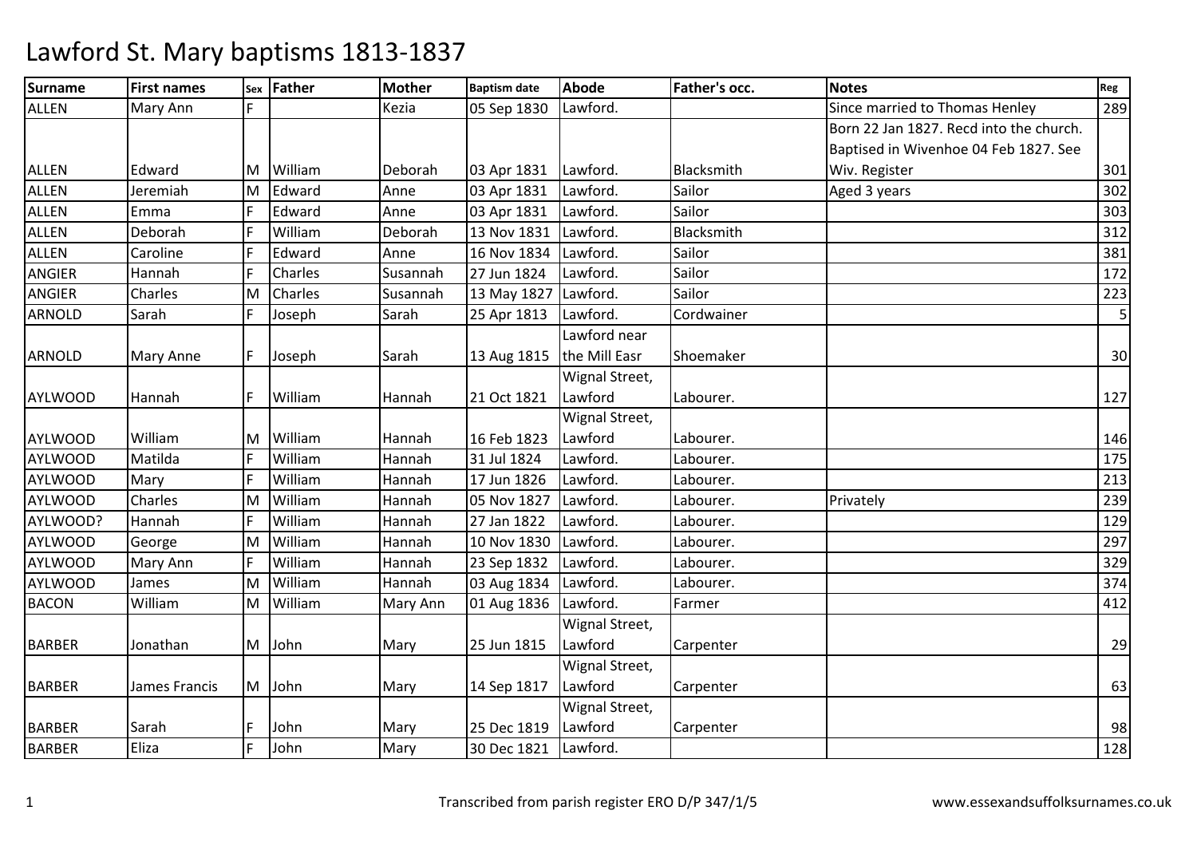# Lawford St. Mary baptisms 1813-1837

| Surname | First names | Sex | Father | Mother | Baptism date | Abode | Father's occ. | Notes | Reg |
|---|---|---|---|---|---|---|---|---|---|
| ALLEN | Mary Ann | F | | Kezia | 05 Sep 1830 | Lawford. | | Since married to Thomas Henley | 289 |
| ALLEN | Edward | M | William | Deborah | 03 Apr 1831 | Lawford. | Blacksmith | Born 22 Jan 1827. Recd into the church. Baptised in Wivenhoe 04 Feb 1827. See Wiv. Register | 301 |
| ALLEN | Jeremiah | M | Edward | Anne | 03 Apr 1831 | Lawford. | Sailor | Aged 3 years | 302 |
| ALLEN | Emma | F | Edward | Anne | 03 Apr 1831 | Lawford. | Sailor | | 303 |
| ALLEN | Deborah | F | William | Deborah | 13 Nov 1831 | Lawford. | Blacksmith | | 312 |
| ALLEN | Caroline | F | Edward | Anne | 16 Nov 1834 | Lawford. | Sailor | | 381 |
| ANGIER | Hannah | F | Charles | Susannah | 27 Jun 1824 | Lawford. | Sailor | | 172 |
| ANGIER | Charles | M | Charles | Susannah | 13 May 1827 | Lawford. | Sailor | | 223 |
| ARNOLD | Sarah | F | Joseph | Sarah | 25 Apr 1813 | Lawford. | Cordwainer | | 5 |
| ARNOLD | Mary Anne | F | Joseph | Sarah | 13 Aug 1815 | Lawford near the Mill Easr | Shoemaker | | 30 |
| AYLWOOD | Hannah | F | William | Hannah | 21 Oct 1821 | Wignal Street, Lawford | Labourer. | | 127 |
| AYLWOOD | William | M | William | Hannah | 16 Feb 1823 | Wignal Street, Lawford | Labourer. | | 146 |
| AYLWOOD | Matilda | F | William | Hannah | 31 Jul 1824 | Lawford. | Labourer. | | 175 |
| AYLWOOD | Mary | F | William | Hannah | 17 Jun 1826 | Lawford. | Labourer. | | 213 |
| AYLWOOD | Charles | M | William | Hannah | 05 Nov 1827 | Lawford. | Labourer. | Privately | 239 |
| AYLWOOD? | Hannah | F | William | Hannah | 27 Jan 1822 | Lawford. | Labourer. | | 129 |
| AYLWOOD | George | M | William | Hannah | 10 Nov 1830 | Lawford. | Labourer. | | 297 |
| AYLWOOD | Mary Ann | F | William | Hannah | 23 Sep 1832 | Lawford. | Labourer. | | 329 |
| AYLWOOD | James | M | William | Hannah | 03 Aug 1834 | Lawford. | Labourer. | | 374 |
| BACON | William | M | William | Mary Ann | 01 Aug 1836 | Lawford. | Farmer | | 412 |
| BARBER | Jonathan | M | John | Mary | 25 Jun 1815 | Wignal Street, Lawford | Carpenter | | 29 |
| BARBER | James Francis | M | John | Mary | 14 Sep 1817 | Wignal Street, Lawford | Carpenter | | 63 |
| BARBER | Sarah | F | John | Mary | 25 Dec 1819 | Wignal Street, Lawford | Carpenter | | 98 |
| BARBER | Eliza | F | John | Mary | 30 Dec 1821 | Lawford. | | | 128 |

Transcribed from parish register ERO D/P 347/1/5 www.essexandsuffolksurnames.co.uk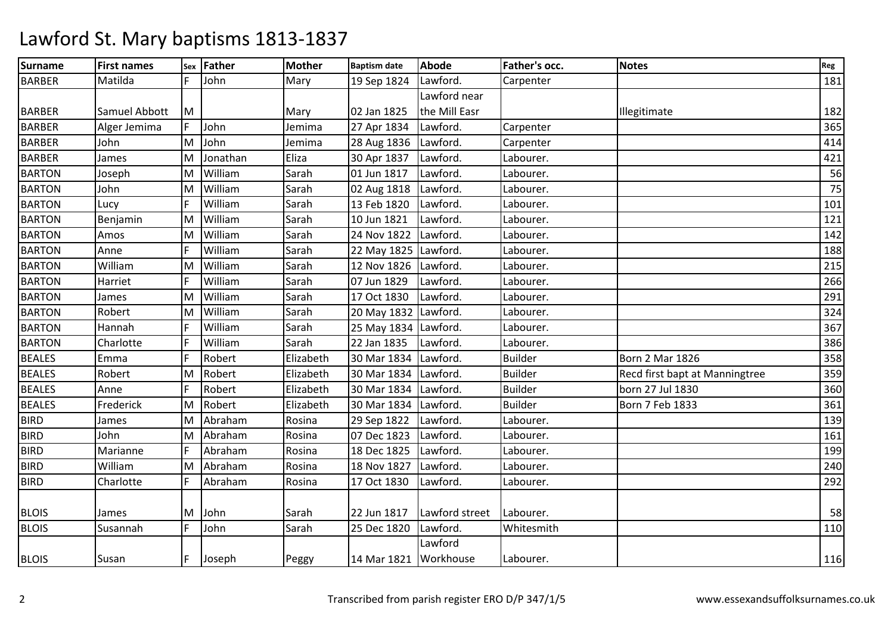# Lawford St. Mary baptisms 1813-1837

| Surname | First names | Sex | Father | Mother | Baptism date | Abode | Father's occ. | Notes | Reg |
|---|---|---|---|---|---|---|---|---|---|
| BARBER | Matilda | F | John | Mary | 19 Sep 1824 | Lawford. | Carpenter | | 181 |
| BARBER | Samuel Abbott | M | | Mary | 02 Jan 1825 | Lawford near the Mill Easr | | Illegitimate | 182 |
| BARBER | Alger Jemima | F | John | Jemima | 27 Apr 1834 | Lawford. | Carpenter | | 365 |
| BARBER | John | M | John | Jemima | 28 Aug 1836 | Lawford. | Carpenter | | 414 |
| BARBER | James | M | Jonathan | Eliza | 30 Apr 1837 | Lawford. | Labourer. | | 421 |
| BARTON | Joseph | M | William | Sarah | 01 Jun 1817 | Lawford. | Labourer. | | 56 |
| BARTON | John | M | William | Sarah | 02 Aug 1818 | Lawford. | Labourer. | | 75 |
| BARTON | Lucy | F | William | Sarah | 13 Feb 1820 | Lawford. | Labourer. | | 101 |
| BARTON | Benjamin | M | William | Sarah | 10 Jun 1821 | Lawford. | Labourer. | | 121 |
| BARTON | Amos | M | William | Sarah | 24 Nov 1822 | Lawford. | Labourer. | | 142 |
| BARTON | Anne | F | William | Sarah | 22 May 1825 | Lawford. | Labourer. | | 188 |
| BARTON | William | M | William | Sarah | 12 Nov 1826 | Lawford. | Labourer. | | 215 |
| BARTON | Harriet | F | William | Sarah | 07 Jun 1829 | Lawford. | Labourer. | | 266 |
| BARTON | James | M | William | Sarah | 17 Oct 1830 | Lawford. | Labourer. | | 291 |
| BARTON | Robert | M | William | Sarah | 20 May 1832 | Lawford. | Labourer. | | 324 |
| BARTON | Hannah | F | William | Sarah | 25 May 1834 | Lawford. | Labourer. | | 367 |
| BARTON | Charlotte | F | William | Sarah | 22 Jan 1835 | Lawford. | Labourer. | | 386 |
| BEALES | Emma | F | Robert | Elizabeth | 30 Mar 1834 | Lawford. | Builder | Born 2 Mar 1826 | 358 |
| BEALES | Robert | M | Robert | Elizabeth | 30 Mar 1834 | Lawford. | Builder | Recd first bapt at Manningtree | 359 |
| BEALES | Anne | F | Robert | Elizabeth | 30 Mar 1834 | Lawford. | Builder | born 27 Jul 1830 | 360 |
| BEALES | Frederick | M | Robert | Elizabeth | 30 Mar 1834 | Lawford. | Builder | Born 7 Feb 1833 | 361 |
| BIRD | James | M | Abraham | Rosina | 29 Sep 1822 | Lawford. | Labourer. | | 139 |
| BIRD | John | M | Abraham | Rosina | 07 Dec 1823 | Lawford. | Labourer. | | 161 |
| BIRD | Marianne | F | Abraham | Rosina | 18 Dec 1825 | Lawford. | Labourer. | | 199 |
| BIRD | William | M | Abraham | Rosina | 18 Nov 1827 | Lawford. | Labourer. | | 240 |
| BIRD | Charlotte | F | Abraham | Rosina | 17 Oct 1830 | Lawford. | Labourer. | | 292 |
| BLOIS | James | M | John | Sarah | 22 Jun 1817 | Lawford street | Labourer. | | 58 |
| BLOIS | Susannah | F | John | Sarah | 25 Dec 1820 | Lawford. | Whitesmith | | 110 |
| BLOIS | Susan | F | Joseph | Peggy | 14 Mar 1821 | Lawford Workhouse | Labourer. | | 116 |

Transcribed from parish register ERO D/P 347/1/5 www.essexandsuffolksurnames.co.uk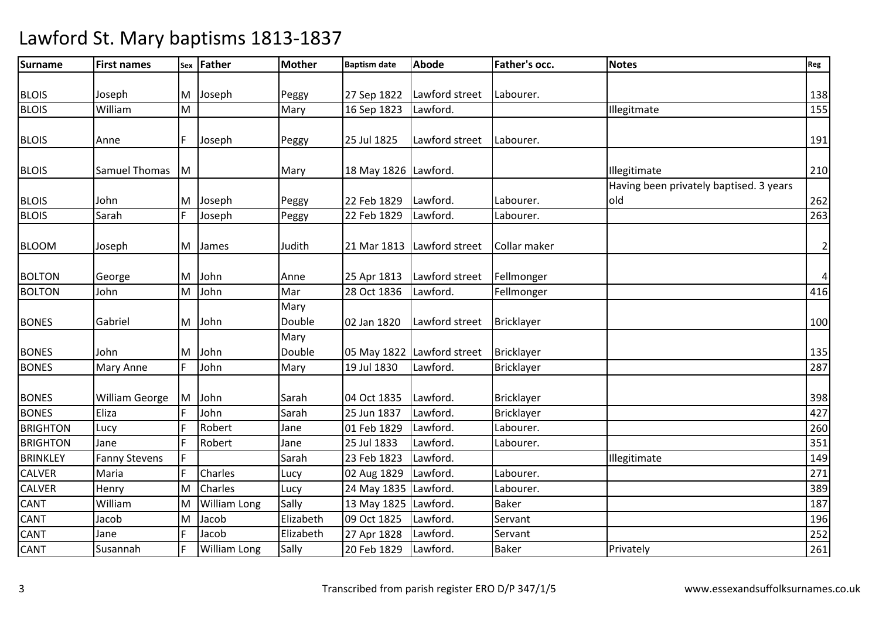# Lawford St. Mary baptisms 1813-1837

| Surname | First names | Sex | Father | Mother | Baptism date | Abode | Father's occ. | Notes | Reg |
|---|---|---|---|---|---|---|---|---|---|
| BLOIS | Joseph | M | Joseph | Peggy | 27 Sep 1822 | Lawford street | Labourer. | | 138 |
| BLOIS | William | M | | Mary | 16 Sep 1823 | Lawford. | | Illegitmate | 155 |
| BLOIS | Anne | F | Joseph | Peggy | 25 Jul 1825 | Lawford street | Labourer. | | 191 |
| BLOIS | Samuel Thomas | M | | Mary | 18 May 1826 | Lawford. | | Illegitimate | 210 |
| BLOIS | John | M | Joseph | Peggy | 22 Feb 1829 | Lawford. | Labourer. | Having been privately baptised. 3 years old | 262 |
| BLOIS | Sarah | F | Joseph | Peggy | 22 Feb 1829 | Lawford. | Labourer. | | 263 |
| BLOOM | Joseph | M | James | Judith | 21 Mar 1813 | Lawford street | Collar maker | | 2 |
| BOLTON | George | M | John | Anne | 25 Apr 1813 | Lawford street | Fellmonger | | 4 |
| BOLTON | John | M | John | Mar | 28 Oct 1836 | Lawford. | Fellmonger | | 416 |
| BONES | Gabriel | M | John | Mary Double | 02 Jan 1820 | Lawford street | Bricklayer | | 100 |
| BONES | John | M | John | Mary Double | 05 May 1822 | Lawford street | Bricklayer | | 135 |
| BONES | Mary Anne | F | John | Mary | 19 Jul 1830 | Lawford. | Bricklayer | | 287 |
| BONES | William George | M | John | Sarah | 04 Oct 1835 | Lawford. | Bricklayer | | 398 |
| BONES | Eliza | F | John | Sarah | 25 Jun 1837 | Lawford. | Bricklayer | | 427 |
| BRIGHTON | Lucy | F | Robert | Jane | 01 Feb 1829 | Lawford. | Labourer. | | 260 |
| BRIGHTON | Jane | F | Robert | Jane | 25 Jul 1833 | Lawford. | Labourer. | | 351 |
| BRINKLEY | Fanny Stevens | F | | Sarah | 23 Feb 1823 | Lawford. | | Illegitimate | 149 |
| CALVER | Maria | F | Charles | Lucy | 02 Aug 1829 | Lawford. | Labourer. | | 271 |
| CALVER | Henry | M | Charles | Lucy | 24 May 1835 | Lawford. | Labourer. | | 389 |
| CANT | William | M | William Long | Sally | 13 May 1825 | Lawford. | Baker | | 187 |
| CANT | Jacob | M | Jacob | Elizabeth | 09 Oct 1825 | Lawford. | Servant | | 196 |
| CANT | Jane | F | Jacob | Elizabeth | 27 Apr 1828 | Lawford. | Servant | | 252 |
| CANT | Susannah | F | William Long | Sally | 20 Feb 1829 | Lawford. | Baker | Privately | 261 |

Transcribed from parish register ERO D/P 347/1/5 www.essexandsuffolksurnames.co.uk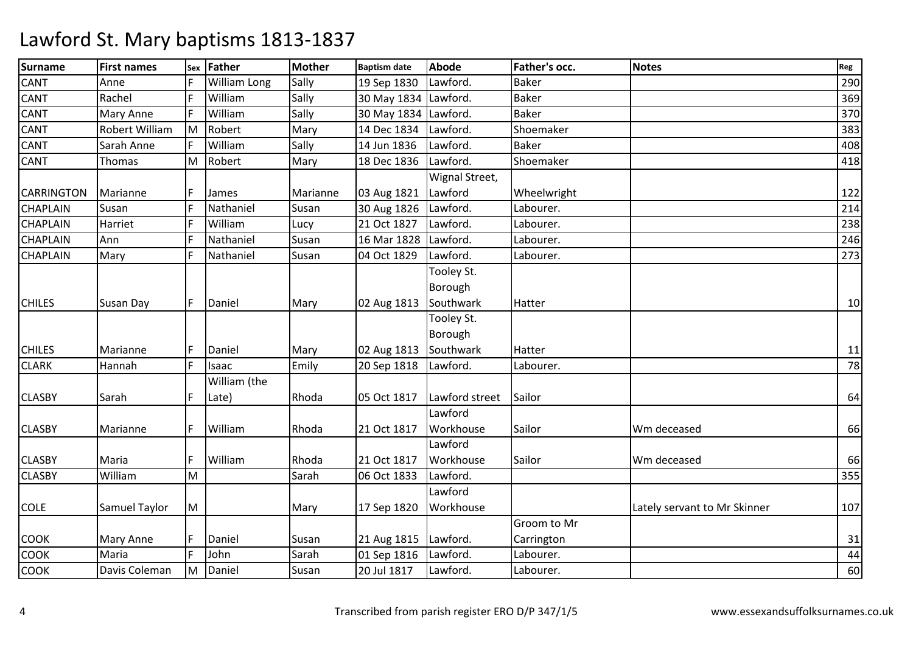# Lawford St. Mary baptisms 1813-1837

| Surname | First names | Sex | Father | Mother | Baptism date | Abode | Father's occ. | Notes | Reg |
|---|---|---|---|---|---|---|---|---|---|
| CANT | Anne | F | William Long | Sally | 19 Sep 1830 | Lawford. | Baker | | 290 |
| CANT | Rachel | F | William | Sally | 30 May 1834 | Lawford. | Baker | | 369 |
| CANT | Mary Anne | F | William | Sally | 30 May 1834 | Lawford. | Baker | | 370 |
| CANT | Robert William | M | Robert | Mary | 14 Dec 1834 | Lawford. | Shoemaker | | 383 |
| CANT | Sarah Anne | F | William | Sally | 14 Jun 1836 | Lawford. | Baker | | 408 |
| CANT | Thomas | M | Robert | Mary | 18 Dec 1836 | Lawford. | Shoemaker | | 418 |
| CARRINGTON | Marianne | F | James | Marianne | 03 Aug 1821 | Wignal Street, Lawford | Wheelwright | | 122 |
| CHAPLAIN | Susan | F | Nathaniel | Susan | 30 Aug 1826 | Lawford. | Labourer. | | 214 |
| CHAPLAIN | Harriet | F | William | Lucy | 21 Oct 1827 | Lawford. | Labourer. | | 238 |
| CHAPLAIN | Ann | F | Nathaniel | Susan | 16 Mar 1828 | Lawford. | Labourer. | | 246 |
| CHAPLAIN | Mary | F | Nathaniel | Susan | 04 Oct 1829 | Lawford. | Labourer. | | 273 |
| CHILES | Susan Day | F | Daniel | Mary | 02 Aug 1813 | Tooley St. Borough Southwark | Hatter | | 10 |
| CHILES | Marianne | F | Daniel | Mary | 02 Aug 1813 | Tooley St. Borough Southwark | Hatter | | 11 |
| CLARK | Hannah | F | Isaac | Emily | 20 Sep 1818 | Lawford. | Labourer. | | 78 |
| CLASBY | Sarah | F | William (the Late) | Rhoda | 05 Oct 1817 | Lawford street | Sailor | | 64 |
| CLASBY | Marianne | F | William | Rhoda | 21 Oct 1817 | Lawford Workhouse | Sailor | Wm deceased | 66 |
| CLASBY | Maria | F | William | Rhoda | 21 Oct 1817 | Lawford Workhouse | Sailor | Wm deceased | 66 |
| CLASBY | William | M | | Sarah | 06 Oct 1833 | Lawford. | | | 355 |
| COLE | Samuel Taylor | M | | Mary | 17 Sep 1820 | Lawford Workhouse | | Lately servant to Mr Skinner | 107 |
| COOK | Mary Anne | F | Daniel | Susan | 21 Aug 1815 | Lawford. | Groom to Mr Carrington | | 31 |
| COOK | Maria | F | John | Sarah | 01 Sep 1816 | Lawford. | Labourer. | | 44 |
| COOK | Davis Coleman | M | Daniel | Susan | 20 Jul 1817 | Lawford. | Labourer. | | 60 |

Transcribed from parish register ERO D/P 347/1/5

www.essexandsuffolksurnames.co.uk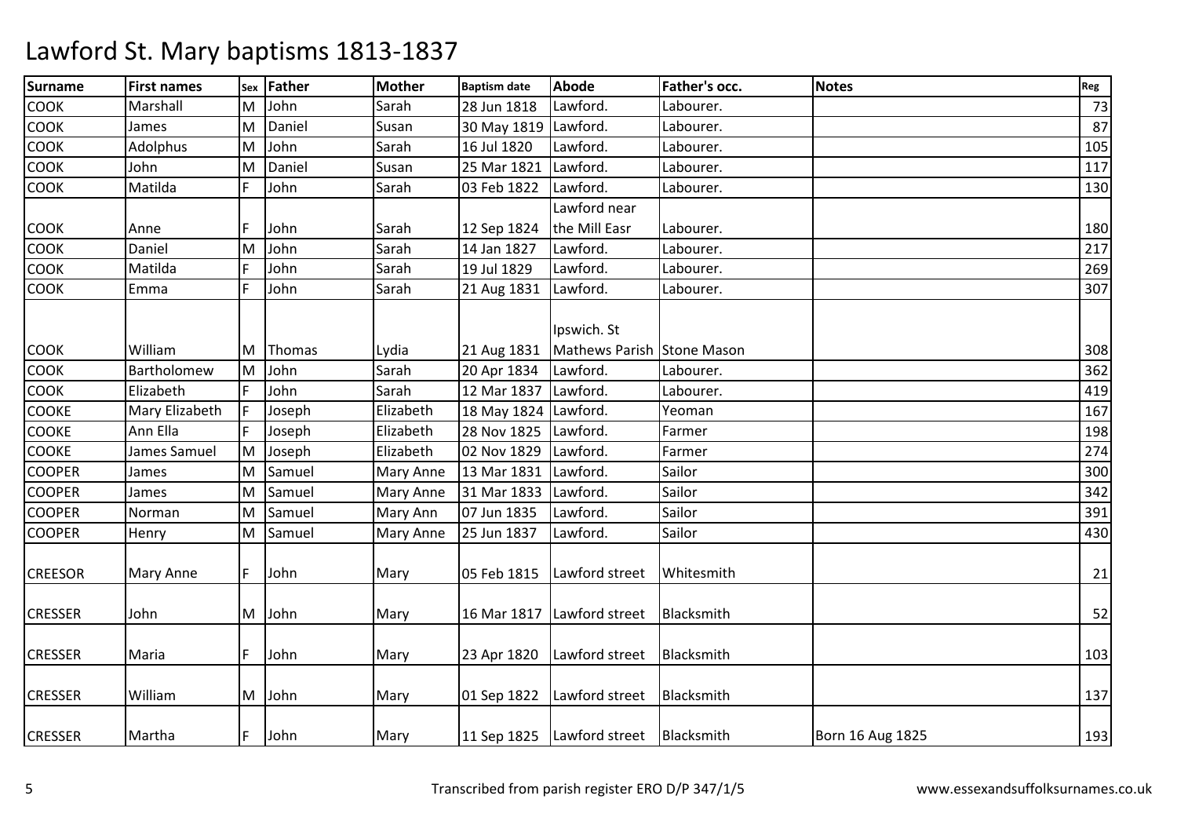# Lawford St. Mary baptisms 1813-1837

| Surname | First names | Sex | Father | Mother | Baptism date | Abode | Father's occ. | Notes | Reg |
|---|---|---|---|---|---|---|---|---|---|
| COOK | Marshall | M | John | Sarah | 28 Jun 1818 | Lawford. | Labourer. | | 73 |
| COOK | James | M | Daniel | Susan | 30 May 1819 | Lawford. | Labourer. | | 87 |
| COOK | Adolphus | M | John | Sarah | 16 Jul 1820 | Lawford. | Labourer. | | 105 |
| COOK | John | M | Daniel | Susan | 25 Mar 1821 | Lawford. | Labourer. | | 117 |
| COOK | Matilda | F | John | Sarah | 03 Feb 1822 | Lawford. | Labourer. | | 130 |
| COOK | Anne | F | John | Sarah | 12 Sep 1824 | Lawford near the Mill Easr | Labourer. | | 180 |
| COOK | Daniel | M | John | Sarah | 14 Jan 1827 | Lawford. | Labourer. | | 217 |
| COOK | Matilda | F | John | Sarah | 19 Jul 1829 | Lawford. | Labourer. | | 269 |
| COOK | Emma | F | John | Sarah | 21 Aug 1831 | Lawford. | Labourer. | | 307 |
| COOK | William | M | Thomas | Lydia | 21 Aug 1831 | Ipswich. St Mathews Parish | Stone Mason | | 308 |
| COOK | Bartholomew | M | John | Sarah | 20 Apr 1834 | Lawford. | Labourer. | | 362 |
| COOK | Elizabeth | F | John | Sarah | 12 Mar 1837 | Lawford. | Labourer. | | 419 |
| COOKE | Mary Elizabeth | F | Joseph | Elizabeth | 18 May 1824 | Lawford. | Yeoman | | 167 |
| COOKE | Ann Ella | F | Joseph | Elizabeth | 28 Nov 1825 | Lawford. | Farmer | | 198 |
| COOKE | James Samuel | M | Joseph | Elizabeth | 02 Nov 1829 | Lawford. | Farmer | | 274 |
| COOPER | James | M | Samuel | Mary Anne | 13 Mar 1831 | Lawford. | Sailor | | 300 |
| COOPER | James | M | Samuel | Mary Anne | 31 Mar 1833 | Lawford. | Sailor | | 342 |
| COOPER | Norman | M | Samuel | Mary Ann | 07 Jun 1835 | Lawford. | Sailor | | 391 |
| COOPER | Henry | M | Samuel | Mary Anne | 25 Jun 1837 | Lawford. | Sailor | | 430 |
| CREESOR | Mary Anne | F | John | Mary | 05 Feb 1815 | Lawford street | Whitesmith | | 21 |
| CRESSER | John | M | John | Mary | 16 Mar 1817 | Lawford street | Blacksmith | | 52 |
| CRESSER | Maria | F | John | Mary | 23 Apr 1820 | Lawford street | Blacksmith | | 103 |
| CRESSER | William | M | John | Mary | 01 Sep 1822 | Lawford street | Blacksmith | | 137 |
| CRESSER | Martha | F | John | Mary | 11 Sep 1825 | Lawford street | Blacksmith | Born 16 Aug 1825 | 193 |

Transcribed from parish register ERO D/P 347/1/5 www.essexandsuffolksurnames.co.uk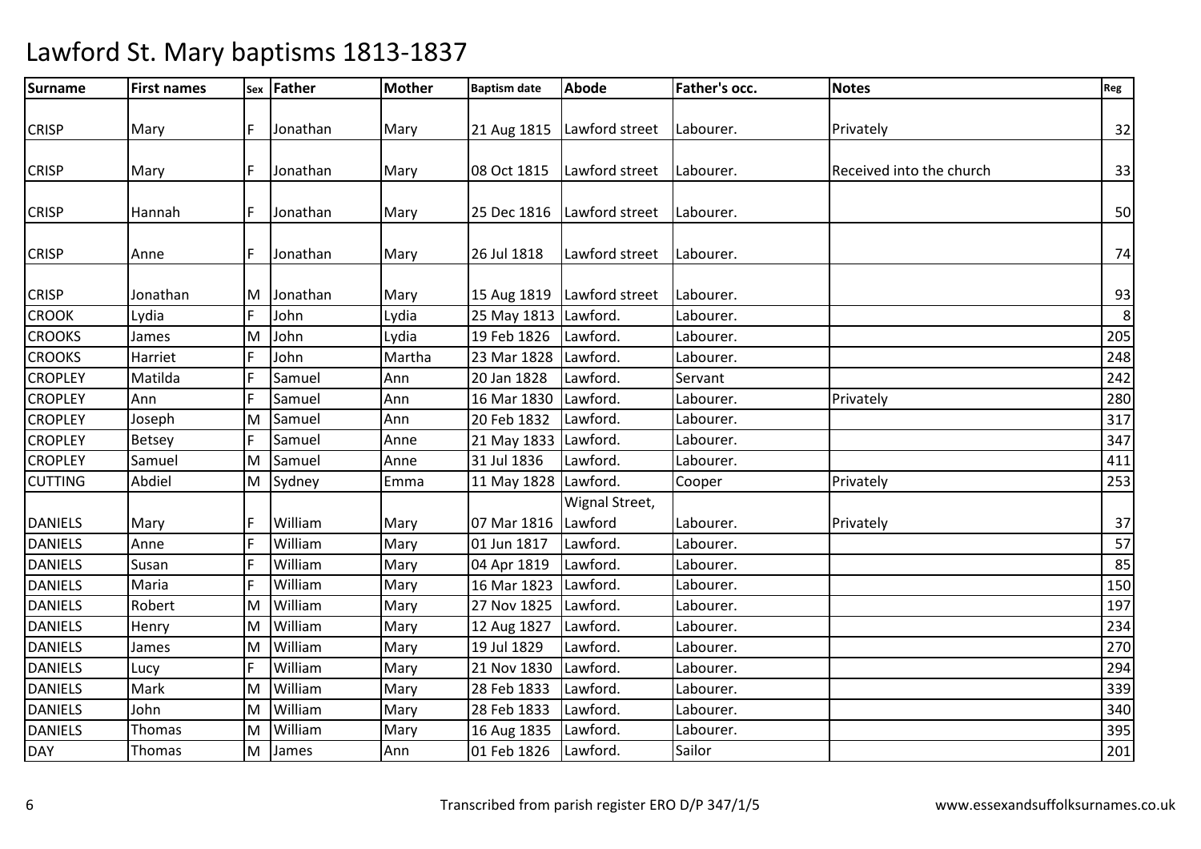# Lawford St. Mary baptisms 1813-1837

| Surname | First names | Sex | Father | Mother | Baptism date | Abode | Father's occ. | Notes | Reg |
|---|---|---|---|---|---|---|---|---|---|
| CRISP | Mary | F | Jonathan | Mary | 21 Aug 1815 | Lawford street | Labourer. | Privately | 32 |
| CRISP | Mary | F | Jonathan | Mary | 08 Oct 1815 | Lawford street | Labourer. | Received into the church | 33 |
| CRISP | Hannah | F | Jonathan | Mary | 25 Dec 1816 | Lawford street | Labourer. | | 50 |
| CRISP | Anne | F | Jonathan | Mary | 26 Jul 1818 | Lawford street | Labourer. | | 74 |
| CRISP | Jonathan | M | Jonathan | Mary | 15 Aug 1819 | Lawford street | Labourer. | | 93 |
| CROOK | Lydia | F | John | Lydia | 25 May 1813 | Lawford. | Labourer. | | 8 |
| CROOKS | James | M | John | Lydia | 19 Feb 1826 | Lawford. | Labourer. | | 205 |
| CROOKS | Harriet | F | John | Martha | 23 Mar 1828 | Lawford. | Labourer. | | 248 |
| CROPLEY | Matilda | F | Samuel | Ann | 20 Jan 1828 | Lawford. | Servant | | 242 |
| CROPLEY | Ann | F | Samuel | Ann | 16 Mar 1830 | Lawford. | Labourer. | Privately | 280 |
| CROPLEY | Joseph | M | Samuel | Ann | 20 Feb 1832 | Lawford. | Labourer. | | 317 |
| CROPLEY | Betsey | F | Samuel | Anne | 21 May 1833 | Lawford. | Labourer. | | 347 |
| CROPLEY | Samuel | M | Samuel | Anne | 31 Jul 1836 | Lawford. | Labourer. | | 411 |
| CUTTING | Abdiel | M | Sydney | Emma | 11 May 1828 | Lawford. | Cooper | Privately | 253 |
| DANIELS | Mary | F | William | Mary | 07 Mar 1816 | Wignal Street, Lawford | Labourer. | Privately | 37 |
| DANIELS | Anne | F | William | Mary | 01 Jun 1817 | Lawford. | Labourer. | | 57 |
| DANIELS | Susan | F | William | Mary | 04 Apr 1819 | Lawford. | Labourer. | | 85 |
| DANIELS | Maria | F | William | Mary | 16 Mar 1823 | Lawford. | Labourer. | | 150 |
| DANIELS | Robert | M | William | Mary | 27 Nov 1825 | Lawford. | Labourer. | | 197 |
| DANIELS | Henry | M | William | Mary | 12 Aug 1827 | Lawford. | Labourer. | | 234 |
| DANIELS | James | M | William | Mary | 19 Jul 1829 | Lawford. | Labourer. | | 270 |
| DANIELS | Lucy | F | William | Mary | 21 Nov 1830 | Lawford. | Labourer. | | 294 |
| DANIELS | Mark | M | William | Mary | 28 Feb 1833 | Lawford. | Labourer. | | 339 |
| DANIELS | John | M | William | Mary | 28 Feb 1833 | Lawford. | Labourer. | | 340 |
| DANIELS | Thomas | M | William | Mary | 16 Aug 1835 | Lawford. | Labourer. | | 395 |
| DAY | Thomas | M | James | Ann | 01 Feb 1826 | Lawford. | Sailor | | 201 |

Transcribed from parish register ERO D/P 347/1/5 www.essexandsuffolksurnames.co.uk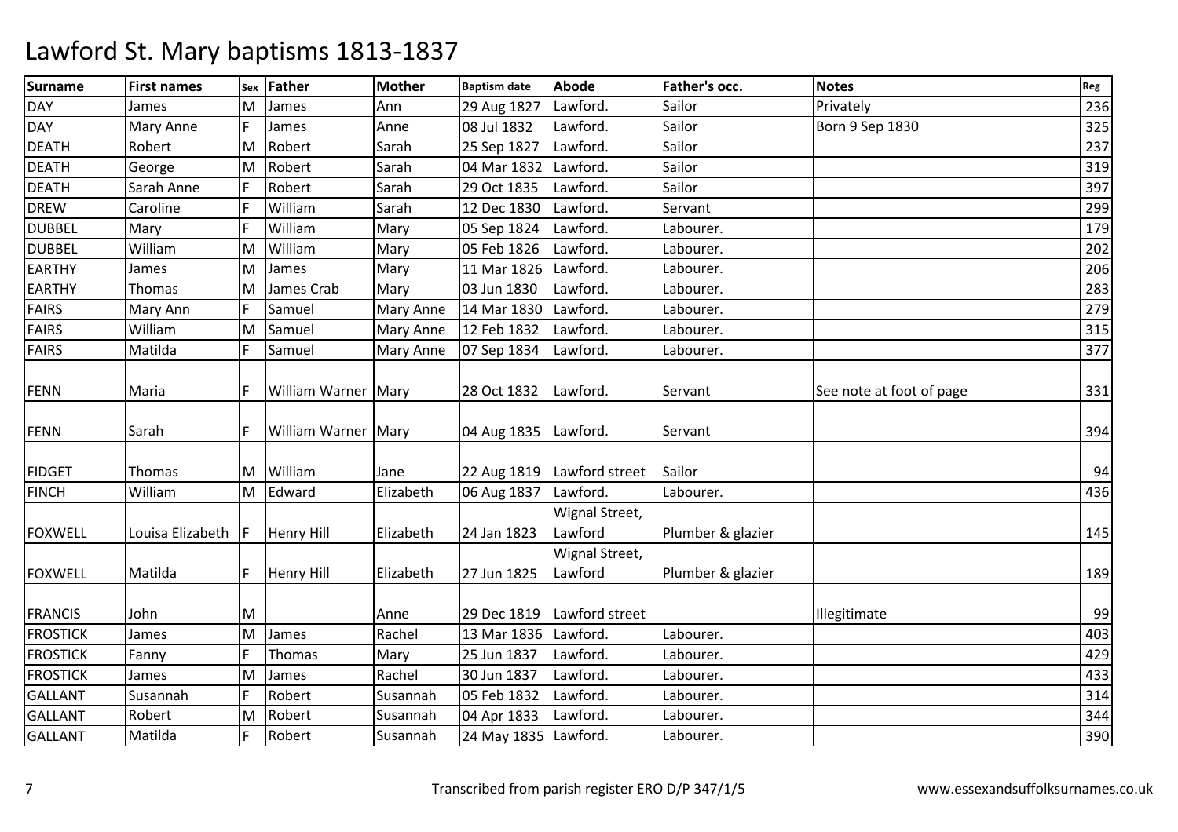# Lawford St. Mary baptisms 1813-1837

| Surname | First names | Sex | Father | Mother | Baptism date | Abode | Father's occ. | Notes | Reg |
|---|---|---|---|---|---|---|---|---|---|
| DAY | James | M | James | Ann | 29 Aug 1827 | Lawford. | Sailor | Privately | 236 |
| DAY | Mary Anne | F | James | Anne | 08 Jul 1832 | Lawford. | Sailor | Born 9 Sep 1830 | 325 |
| DEATH | Robert | M | Robert | Sarah | 25 Sep 1827 | Lawford. | Sailor | | 237 |
| DEATH | George | M | Robert | Sarah | 04 Mar 1832 | Lawford. | Sailor | | 319 |
| DEATH | Sarah Anne | F | Robert | Sarah | 29 Oct 1835 | Lawford. | Sailor | | 397 |
| DREW | Caroline | F | William | Sarah | 12 Dec 1830 | Lawford. | Servant | | 299 |
| DUBBEL | Mary | F | William | Mary | 05 Sep 1824 | Lawford. | Labourer. | | 179 |
| DUBBEL | William | M | William | Mary | 05 Feb 1826 | Lawford. | Labourer. | | 202 |
| EARTHY | James | M | James | Mary | 11 Mar 1826 | Lawford. | Labourer. | | 206 |
| EARTHY | Thomas | M | James Crab | Mary | 03 Jun 1830 | Lawford. | Labourer. | | 283 |
| FAIRS | Mary Ann | F | Samuel | Mary Anne | 14 Mar 1830 | Lawford. | Labourer. | | 279 |
| FAIRS | William | M | Samuel | Mary Anne | 12 Feb 1832 | Lawford. | Labourer. | | 315 |
| FAIRS | Matilda | F | Samuel | Mary Anne | 07 Sep 1834 | Lawford. | Labourer. | | 377 |
| FENN | Maria | F | William Warner | Mary | 28 Oct 1832 | Lawford. | Servant | See note at foot of page | 331 |
| FENN | Sarah | F | William Warner | Mary | 04 Aug 1835 | Lawford. | Servant | | 394 |
| FIDGET | Thomas | M | William | Jane | 22 Aug 1819 | Lawford street | Sailor | | 94 |
| FINCH | William | M | Edward | Elizabeth | 06 Aug 1837 | Lawford. | Labourer. | | 436 |
| FOXWELL | Louisa Elizabeth | F | Henry Hill | Elizabeth | 24 Jan 1823 | Wignal Street, Lawford | Plumber & glazier | | 145 |
| FOXWELL | Matilda | F | Henry Hill | Elizabeth | 27 Jun 1825 | Wignal Street, Lawford | Plumber & glazier | | 189 |
| FRANCIS | John | M | | Anne | 29 Dec 1819 | Lawford street | | Illegitimate | 99 |
| FROSTICK | James | M | James | Rachel | 13 Mar 1836 | Lawford. | Labourer. | | 403 |
| FROSTICK | Fanny | F | Thomas | Mary | 25 Jun 1837 | Lawford. | Labourer. | | 429 |
| FROSTICK | James | M | James | Rachel | 30 Jun 1837 | Lawford. | Labourer. | | 433 |
| GALLANT | Susannah | F | Robert | Susannah | 05 Feb 1832 | Lawford. | Labourer. | | 314 |
| GALLANT | Robert | M | Robert | Susannah | 04 Apr 1833 | Lawford. | Labourer. | | 344 |
| GALLANT | Matilda | F | Robert | Susannah | 24 May 1835 | Lawford. | Labourer. | | 390 |

Transcribed from parish register ERO D/P 347/1/5 www.essexandsuffolksurnames.co.uk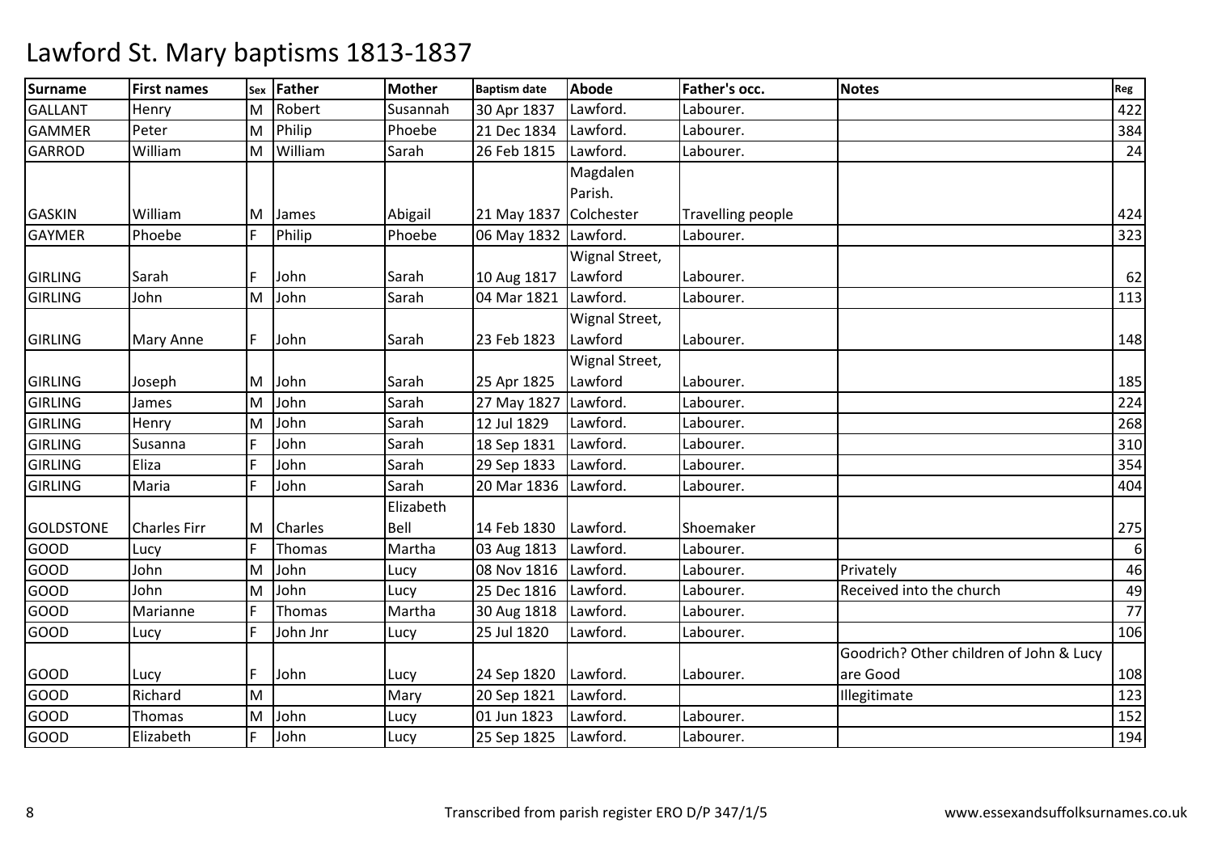# Lawford St. Mary baptisms 1813-1837

| Surname | First names | Sex | Father | Mother | Baptism date | Abode | Father's occ. | Notes | Reg |
|---|---|---|---|---|---|---|---|---|---|
| GALLANT | Henry | M | Robert | Susannah | 30 Apr 1837 | Lawford. | Labourer. | | 422 |
| GAMMER | Peter | M | Philip | Phoebe | 21 Dec 1834 | Lawford. | Labourer. | | 384 |
| GARROD | William | M | William | Sarah | 26 Feb 1815 | Lawford. | Labourer. | | 24 |
| GASKIN | William | M | James | Abigail | 21 May 1837 | Magdalen Parish. Colchester | Travelling people | | 424 |
| GAYMER | Phoebe | F | Philip | Phoebe | 06 May 1832 | Lawford. | Labourer. | | 323 |
| GIRLING | Sarah | F | John | Sarah | 10 Aug 1817 | Wignal Street, Lawford | Labourer. | | 62 |
| GIRLING | John | M | John | Sarah | 04 Mar 1821 | Lawford. | Labourer. | | 113 |
| GIRLING | Mary Anne | F | John | Sarah | 23 Feb 1823 | Wignal Street, Lawford | Labourer. | | 148 |
| GIRLING | Joseph | M | John | Sarah | 25 Apr 1825 | Wignal Street, Lawford | Labourer. | | 185 |
| GIRLING | James | M | John | Sarah | 27 May 1827 | Lawford. | Labourer. | | 224 |
| GIRLING | Henry | M | John | Sarah | 12 Jul 1829 | Lawford. | Labourer. | | 268 |
| GIRLING | Susanna | F | John | Sarah | 18 Sep 1831 | Lawford. | Labourer. | | 310 |
| GIRLING | Eliza | F | John | Sarah | 29 Sep 1833 | Lawford. | Labourer. | | 354 |
| GIRLING | Maria | F | John | Sarah | 20 Mar 1836 | Lawford. | Labourer. | | 404 |
| GOLDSTONE | Charles Firr | M | Charles | Elizabeth Bell | 14 Feb 1830 | Lawford. | Shoemaker | | 275 |
| GOOD | Lucy | F | Thomas | Martha | 03 Aug 1813 | Lawford. | Labourer. | | 6 |
| GOOD | John | M | John | Lucy | 08 Nov 1816 | Lawford. | Labourer. | Privately | 46 |
| GOOD | John | M | John | Lucy | 25 Dec 1816 | Lawford. | Labourer. | Received into the church | 49 |
| GOOD | Marianne | F | Thomas | Martha | 30 Aug 1818 | Lawford. | Labourer. | | 77 |
| GOOD | Lucy | F | John Jnr | Lucy | 25 Jul 1820 | Lawford. | Labourer. | | 106 |
| GOOD | Lucy | F | John | Lucy | 24 Sep 1820 | Lawford. | Labourer. | Goodrich? Other children of John & Lucy are Good | 108 |
| GOOD | Richard | M | | Mary | 20 Sep 1821 | Lawford. | | Illegitimate | 123 |
| GOOD | Thomas | M | John | Lucy | 01 Jun 1823 | Lawford. | Labourer. | | 152 |
| GOOD | Elizabeth | F | John | Lucy | 25 Sep 1825 | Lawford. | Labourer. | | 194 |

Transcribed from parish register ERO D/P 347/1/5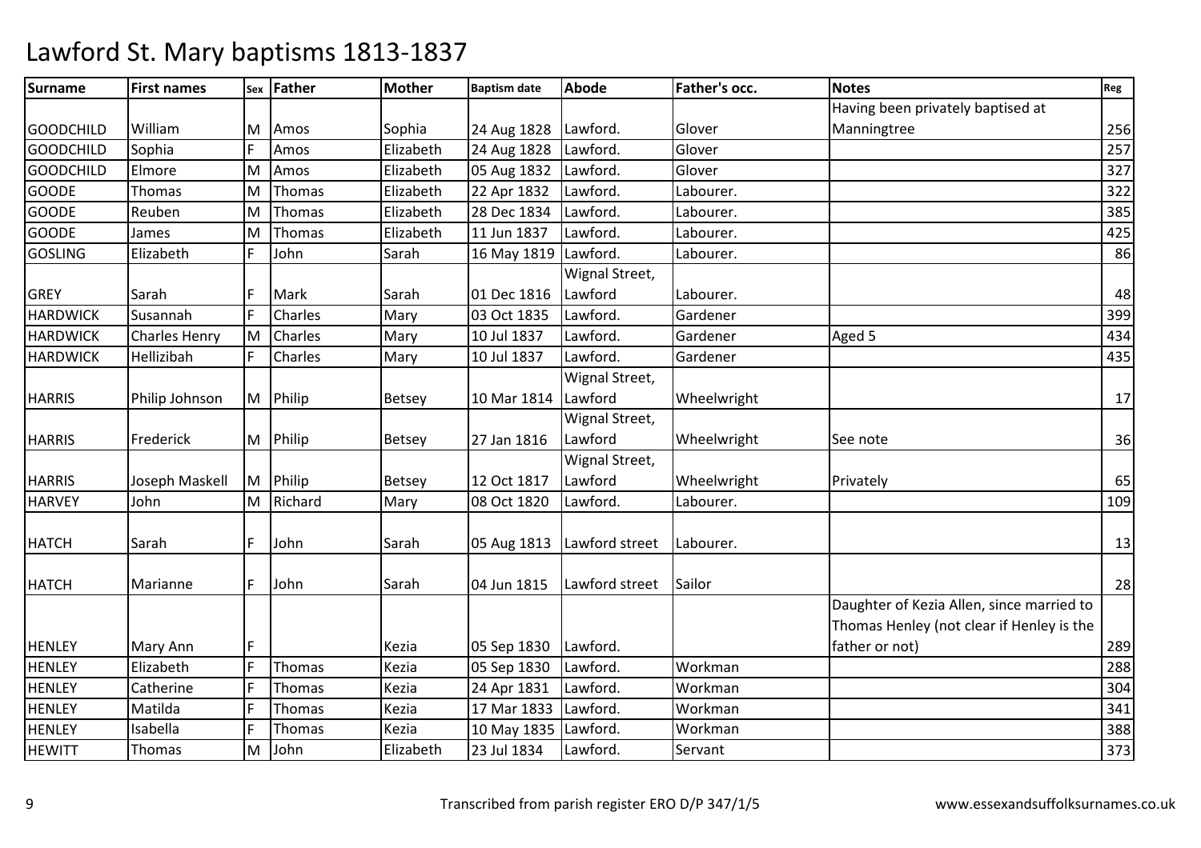# Lawford St. Mary baptisms 1813-1837

| Surname | First names | Sex | Father | Mother | Baptism date | Abode | Father's occ. | Notes | Reg |
|---|---|---|---|---|---|---|---|---|---|
| GOODCHILD | William | M | Amos | Sophia | 24 Aug 1828 | Lawford. | Glover | Having been privately baptised at Manningtree | 256 |
| GOODCHILD | Sophia | F | Amos | Elizabeth | 24 Aug 1828 | Lawford. | Glover | | 257 |
| GOODCHILD | Elmore | M | Amos | Elizabeth | 05 Aug 1832 | Lawford. | Glover | | 327 |
| GOODE | Thomas | M | Thomas | Elizabeth | 22 Apr 1832 | Lawford. | Labourer. | | 322 |
| GOODE | Reuben | M | Thomas | Elizabeth | 28 Dec 1834 | Lawford. | Labourer. | | 385 |
| GOODE | James | M | Thomas | Elizabeth | 11 Jun 1837 | Lawford. | Labourer. | | 425 |
| GOSLING | Elizabeth | F | John | Sarah | 16 May 1819 | Lawford. | Labourer. | | 86 |
| GREY | Sarah | F | Mark | Sarah | 01 Dec 1816 | Wignal Street, Lawford | Labourer. | | 48 |
| HARDWICK | Susannah | F | Charles | Mary | 03 Oct 1835 | Lawford. | Gardener | | 399 |
| HARDWICK | Charles Henry | M | Charles | Mary | 10 Jul 1837 | Lawford. | Gardener | Aged 5 | 434 |
| HARDWICK | Hellizibah | F | Charles | Mary | 10 Jul 1837 | Lawford. | Gardener | | 435 |
| HARRIS | Philip Johnson | M | Philip | Betsey | 10 Mar 1814 | Wignal Street, Lawford | Wheelwright | | 17 |
| HARRIS | Frederick | M | Philip | Betsey | 27 Jan 1816 | Wignal Street, Lawford | Wheelwright | See note | 36 |
| HARRIS | Joseph Maskell | M | Philip | Betsey | 12 Oct 1817 | Wignal Street, Lawford | Wheelwright | Privately | 65 |
| HARVEY | John | M | Richard | Mary | 08 Oct 1820 | Lawford. | Labourer. | | 109 |
| HATCH | Sarah | F | John | Sarah | 05 Aug 1813 | Lawford street | Labourer. | | 13 |
| HATCH | Marianne | F | John | Sarah | 04 Jun 1815 | Lawford street | Sailor | | 28 |
| HENLEY | Mary Ann | F | | Kezia | 05 Sep 1830 | Lawford. | | Daughter of Kezia Allen, since married to Thomas Henley (not clear if Henley is the father or not) | 289 |
| HENLEY | Elizabeth | F | Thomas | Kezia | 05 Sep 1830 | Lawford. | Workman | | 288 |
| HENLEY | Catherine | F | Thomas | Kezia | 24 Apr 1831 | Lawford. | Workman | | 304 |
| HENLEY | Matilda | F | Thomas | Kezia | 17 Mar 1833 | Lawford. | Workman | | 341 |
| HENLEY | Isabella | F | Thomas | Kezia | 10 May 1835 | Lawford. | Workman | | 388 |
| HEWITT | Thomas | M | John | Elizabeth | 23 Jul 1834 | Lawford. | Servant | | 373 |

Transcribed from parish register ERO D/P 347/1/5

www.essexandsuffolksurnames.co.uk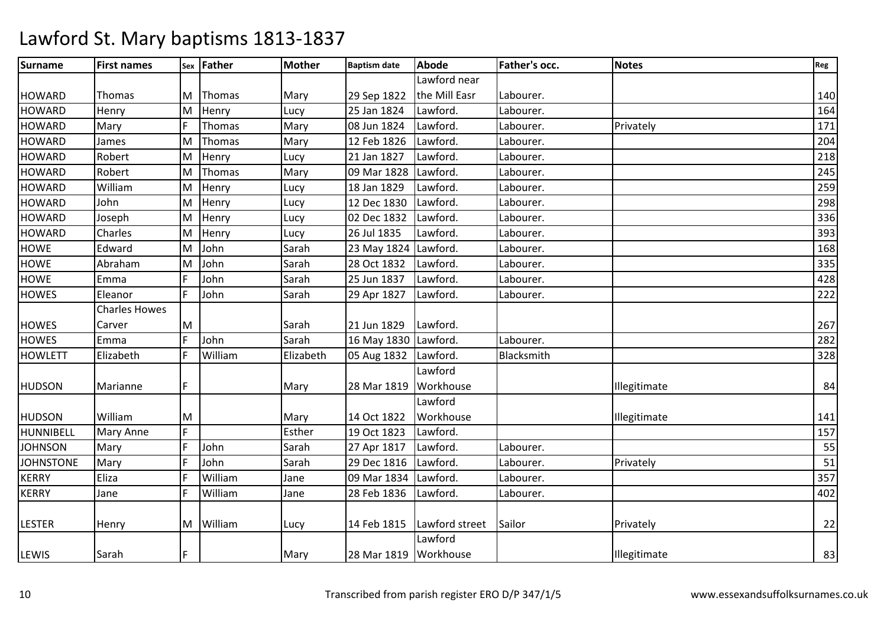# Lawford St. Mary baptisms 1813-1837

| Surname | First names | Sex | Father | Mother | Baptism date | Abode | Father's occ. | Notes | Reg |
|---|---|---|---|---|---|---|---|---|---|
| HOWARD | Thomas | M | Thomas | Mary | 29 Sep 1822 | Lawford near the Mill Easr | Labourer. | | 140 |
| HOWARD | Henry | M | Henry | Lucy | 25 Jan 1824 | Lawford. | Labourer. | | 164 |
| HOWARD | Mary | F | Thomas | Mary | 08 Jun 1824 | Lawford. | Labourer. | Privately | 171 |
| HOWARD | James | M | Thomas | Mary | 12 Feb 1826 | Lawford. | Labourer. | | 204 |
| HOWARD | Robert | M | Henry | Lucy | 21 Jan 1827 | Lawford. | Labourer. | | 218 |
| HOWARD | Robert | M | Thomas | Mary | 09 Mar 1828 | Lawford. | Labourer. | | 245 |
| HOWARD | William | M | Henry | Lucy | 18 Jan 1829 | Lawford. | Labourer. | | 259 |
| HOWARD | John | M | Henry | Lucy | 12 Dec 1830 | Lawford. | Labourer. | | 298 |
| HOWARD | Joseph | M | Henry | Lucy | 02 Dec 1832 | Lawford. | Labourer. | | 336 |
| HOWARD | Charles | M | Henry | Lucy | 26 Jul 1835 | Lawford. | Labourer. | | 393 |
| HOWE | Edward | M | John | Sarah | 23 May 1824 | Lawford. | Labourer. | | 168 |
| HOWE | Abraham | M | John | Sarah | 28 Oct 1832 | Lawford. | Labourer. | | 335 |
| HOWE | Emma | F | John | Sarah | 25 Jun 1837 | Lawford. | Labourer. | | 428 |
| HOWES | Eleanor | F | John | Sarah | 29 Apr 1827 | Lawford. | Labourer. | | 222 |
| HOWES | Charles Howes Carver | M | | Sarah | 21 Jun 1829 | Lawford. | | | 267 |
| HOWES | Emma | F | John | Sarah | 16 May 1830 | Lawford. | Labourer. | | 282 |
| HOWLETT | Elizabeth | F | William | Elizabeth | 05 Aug 1832 | Lawford. | Blacksmith | | 328 |
| HUDSON | Marianne | F | | Mary | 28 Mar 1819 | Lawford Workhouse | | Illegitimate | 84 |
| HUDSON | William | M | | Mary | 14 Oct 1822 | Lawford Workhouse | | Illegitimate | 141 |
| HUNNIBELL | Mary Anne | F | | Esther | 19 Oct 1823 | Lawford. | | | 157 |
| JOHNSON | Mary | F | John | Sarah | 27 Apr 1817 | Lawford. | Labourer. | | 55 |
| JOHNSTONE | Mary | F | John | Sarah | 29 Dec 1816 | Lawford. | Labourer. | Privately | 51 |
| KERRY | Eliza | F | William | Jane | 09 Mar 1834 | Lawford. | Labourer. | | 357 |
| KERRY | Jane | F | William | Jane | 28 Feb 1836 | Lawford. | Labourer. | | 402 |
| LESTER | Henry | M | William | Lucy | 14 Feb 1815 | Lawford street | Sailor | Privately | 22 |
| LEWIS | Sarah | F | | Mary | 28 Mar 1819 | Lawford Workhouse | | Illegitimate | 83 |

Transcribed from parish register ERO D/P 347/1/5 www.essexandsuffolksurnames.co.uk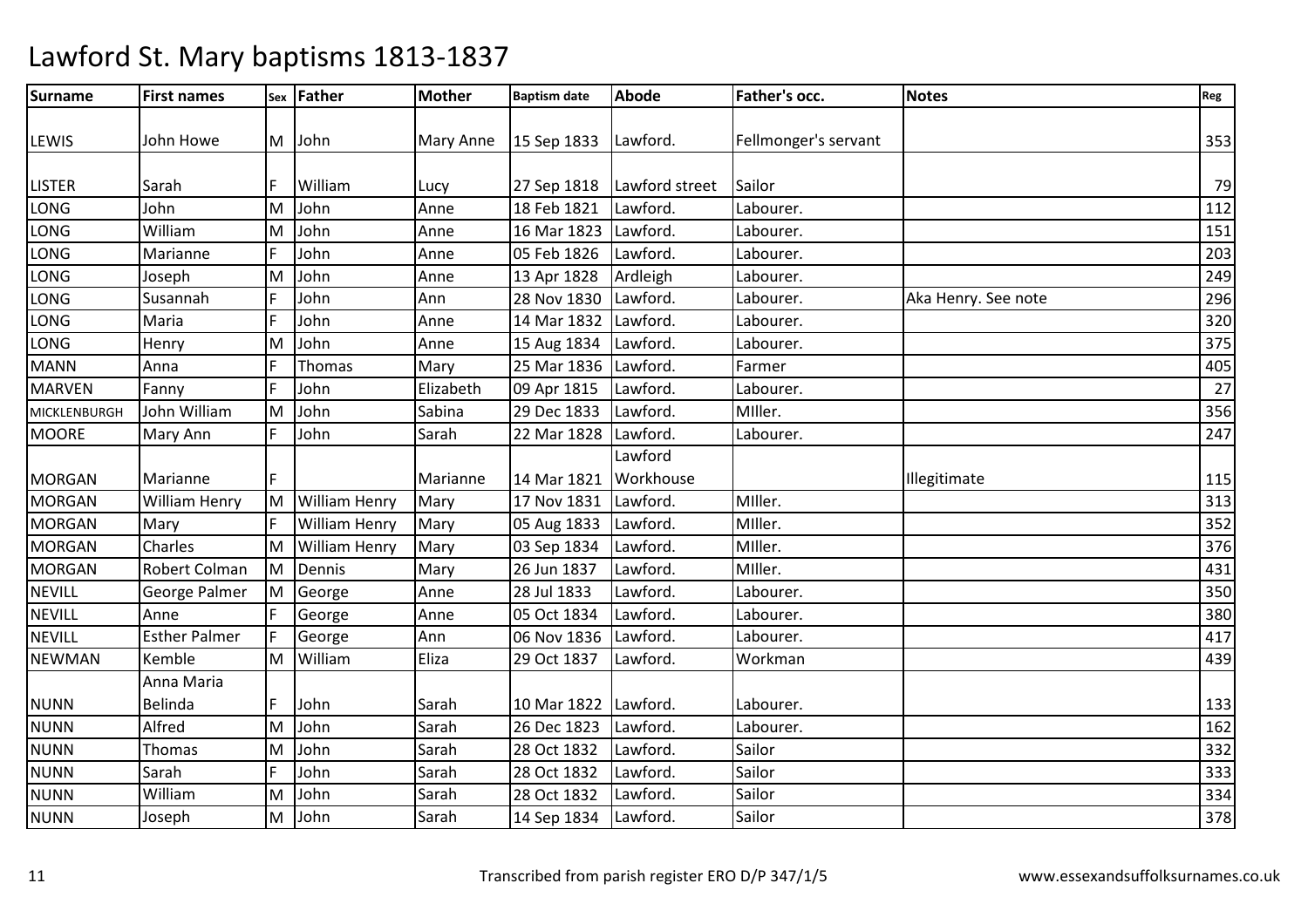# Lawford St. Mary baptisms 1813-1837

| Surname | First names | Sex | Father | Mother | Baptism date | Abode | Father's occ. | Notes | Reg |
|---|---|---|---|---|---|---|---|---|---|
| LEWIS | John Howe | M | John | Mary Anne | 15 Sep 1833 | Lawford. | Fellmonger's servant | | 353 |
| LISTER | Sarah | F | William | Lucy | 27 Sep 1818 | Lawford street | Sailor | | 79 |
| LONG | John | M | John | Anne | 18 Feb 1821 | Lawford. | Labourer. | | 112 |
| LONG | William | M | John | Anne | 16 Mar 1823 | Lawford. | Labourer. | | 151 |
| LONG | Marianne | F | John | Anne | 05 Feb 1826 | Lawford. | Labourer. | | 203 |
| LONG | Joseph | M | John | Anne | 13 Apr 1828 | Ardleigh | Labourer. | | 249 |
| LONG | Susannah | F | John | Ann | 28 Nov 1830 | Lawford. | Labourer. | Aka Henry. See note | 296 |
| LONG | Maria | F | John | Anne | 14 Mar 1832 | Lawford. | Labourer. | | 320 |
| LONG | Henry | M | John | Anne | 15 Aug 1834 | Lawford. | Labourer. | | 375 |
| MANN | Anna | F | Thomas | Mary | 25 Mar 1836 | Lawford. | Farmer | | 405 |
| MARVEN | Fanny | F | John | Elizabeth | 09 Apr 1815 | Lawford. | Labourer. | | 27 |
| MICKLENBURGH | John William | M | John | Sabina | 29 Dec 1833 | Lawford. | MIller. | | 356 |
| MOORE | Mary Ann | F | John | Sarah | 22 Mar 1828 | Lawford. | Labourer. | | 247 |
| MORGAN | Marianne | F | | Marianne | 14 Mar 1821 | Lawford Workhouse | | Illegitimate | 115 |
| MORGAN | William Henry | M | William Henry | Mary | 17 Nov 1831 | Lawford. | MIller. | | 313 |
| MORGAN | Mary | F | William Henry | Mary | 05 Aug 1833 | Lawford. | MIller. | | 352 |
| MORGAN | Charles | M | William Henry | Mary | 03 Sep 1834 | Lawford. | MIller. | | 376 |
| MORGAN | Robert Colman | M | Dennis | Mary | 26 Jun 1837 | Lawford. | MIller. | | 431 |
| NEVILL | George Palmer | M | George | Anne | 28 Jul 1833 | Lawford. | Labourer. | | 350 |
| NEVILL | Anne | F | George | Anne | 05 Oct 1834 | Lawford. | Labourer. | | 380 |
| NEVILL | Esther Palmer | F | George | Ann | 06 Nov 1836 | Lawford. | Labourer. | | 417 |
| NEWMAN | Kemble | M | William | Eliza | 29 Oct 1837 | Lawford. | Workman | | 439 |
| NUNN | Anna Maria Belinda | F | John | Sarah | 10 Mar 1822 | Lawford. | Labourer. | | 133 |
| NUNN | Alfred | M | John | Sarah | 26 Dec 1823 | Lawford. | Labourer. | | 162 |
| NUNN | Thomas | M | John | Sarah | 28 Oct 1832 | Lawford. | Sailor | | 332 |
| NUNN | Sarah | F | John | Sarah | 28 Oct 1832 | Lawford. | Sailor | | 333 |
| NUNN | William | M | John | Sarah | 28 Oct 1832 | Lawford. | Sailor | | 334 |
| NUNN | Joseph | M | John | Sarah | 14 Sep 1834 | Lawford. | Sailor | | 378 |

Transcribed from parish register ERO D/P 347/1/5 www.essexandsuffolksurnames.co.uk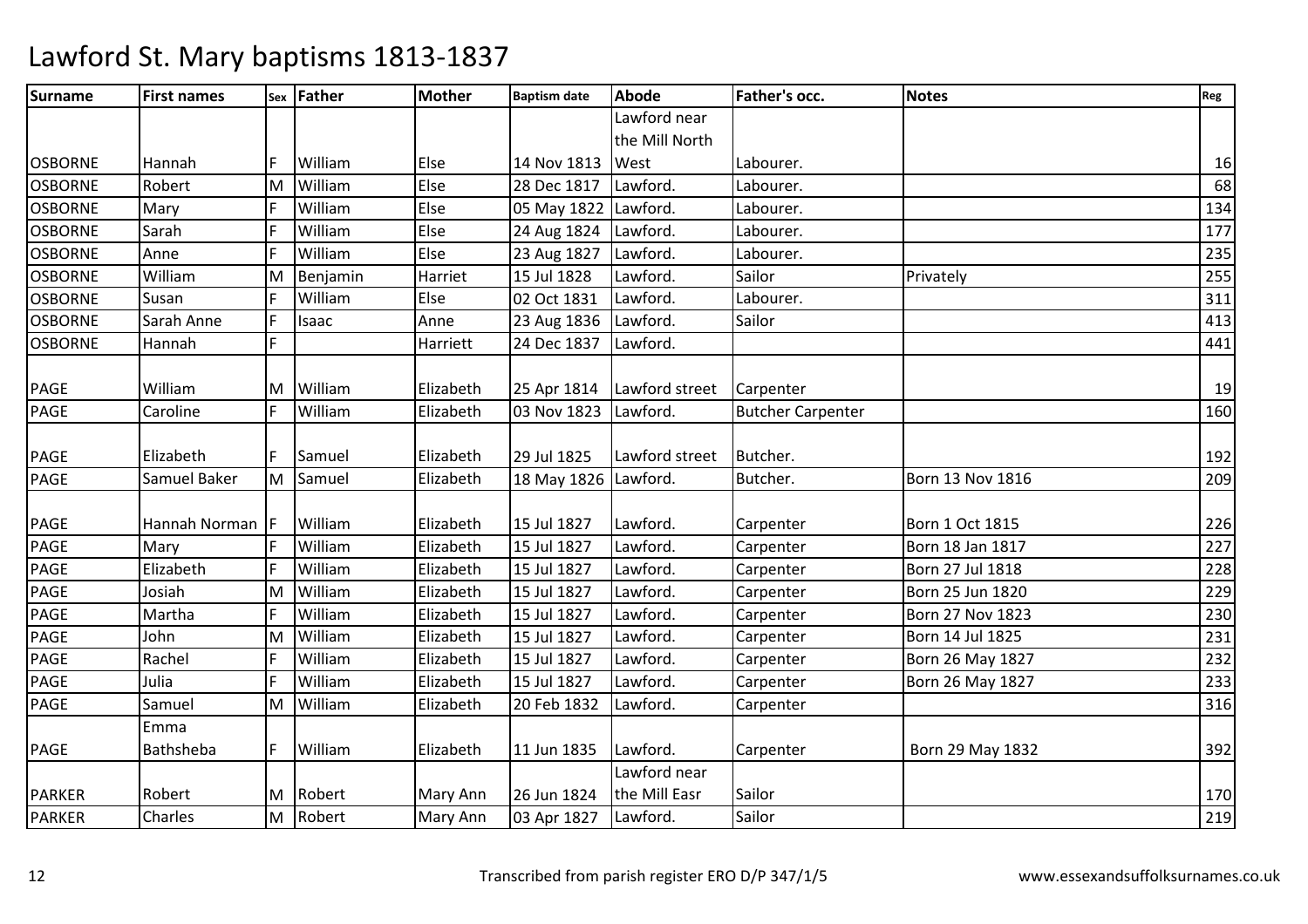# Lawford St. Mary baptisms 1813-1837

| Surname | First names | Sex | Father | Mother | Baptism date | Abode | Father's occ. | Notes | Reg |
|---|---|---|---|---|---|---|---|---|---|
| OSBORNE | Hannah | F | William | Else | 14 Nov 1813 | Lawford near the Mill North West | Labourer. | | 16 |
| OSBORNE | Robert | M | William | Else | 28 Dec 1817 | Lawford. | Labourer. | | 68 |
| OSBORNE | Mary | F | William | Else | 05 May 1822 | Lawford. | Labourer. | | 134 |
| OSBORNE | Sarah | F | William | Else | 24 Aug 1824 | Lawford. | Labourer. | | 177 |
| OSBORNE | Anne | F | William | Else | 23 Aug 1827 | Lawford. | Labourer. | | 235 |
| OSBORNE | William | M | Benjamin | Harriet | 15 Jul 1828 | Lawford. | Sailor | Privately | 255 |
| OSBORNE | Susan | F | William | Else | 02 Oct 1831 | Lawford. | Labourer. | | 311 |
| OSBORNE | Sarah Anne | F | Isaac | Anne | 23 Aug 1836 | Lawford. | Sailor | | 413 |
| OSBORNE | Hannah | F | | Harriett | 24 Dec 1837 | Lawford. | | | 441 |
| PAGE | William | M | William | Elizabeth | 25 Apr 1814 | Lawford street | Carpenter | | 19 |
| PAGE | Caroline | F | William | Elizabeth | 03 Nov 1823 | Lawford. | Butcher Carpenter | | 160 |
| PAGE | Elizabeth | F | Samuel | Elizabeth | 29 Jul 1825 | Lawford street | Butcher. | | 192 |
| PAGE | Samuel Baker | M | Samuel | Elizabeth | 18 May 1826 | Lawford. | Butcher. | Born 13 Nov 1816 | 209 |
| PAGE | Hannah Norman | F | William | Elizabeth | 15 Jul 1827 | Lawford. | Carpenter | Born 1 Oct 1815 | 226 |
| PAGE | Mary | F | William | Elizabeth | 15 Jul 1827 | Lawford. | Carpenter | Born 18 Jan 1817 | 227 |
| PAGE | Elizabeth | F | William | Elizabeth | 15 Jul 1827 | Lawford. | Carpenter | Born 27 Jul 1818 | 228 |
| PAGE | Josiah | M | William | Elizabeth | 15 Jul 1827 | Lawford. | Carpenter | Born 25 Jun 1820 | 229 |
| PAGE | Martha | F | William | Elizabeth | 15 Jul 1827 | Lawford. | Carpenter | Born 27 Nov 1823 | 230 |
| PAGE | John | M | William | Elizabeth | 15 Jul 1827 | Lawford. | Carpenter | Born 14 Jul 1825 | 231 |
| PAGE | Rachel | F | William | Elizabeth | 15 Jul 1827 | Lawford. | Carpenter | Born 26 May 1827 | 232 |
| PAGE | Julia | F | William | Elizabeth | 15 Jul 1827 | Lawford. | Carpenter | Born 26 May 1827 | 233 |
| PAGE | Samuel | M | William | Elizabeth | 20 Feb 1832 | Lawford. | Carpenter | | 316 |
| PAGE | Emma Bathsheba | F | William | Elizabeth | 11 Jun 1835 | Lawford. | Carpenter | Born 29 May 1832 | 392 |
| PARKER | Robert | M | Robert | Mary Ann | 26 Jun 1824 | Lawford near the Mill Easr | Sailor | | 170 |
| PARKER | Charles | M | Robert | Mary Ann | 03 Apr 1827 | Lawford. | Sailor | | 219 |

Transcribed from parish register ERO D/P 347/1/5 www.essexandsuffolksurnames.co.uk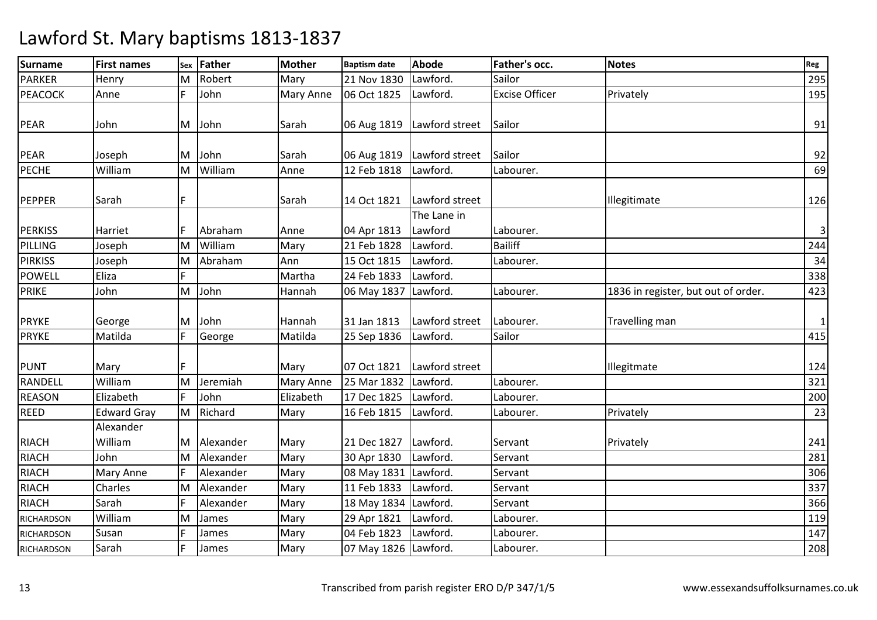# Lawford St. Mary baptisms 1813-1837

| Surname | First names | Sex | Father | Mother | Baptism date | Abode | Father's occ. | Notes | Reg |
|---|---|---|---|---|---|---|---|---|---|
| PARKER | Henry | M | Robert | Mary | 21 Nov 1830 | Lawford. | Sailor | | 295 |
| PEACOCK | Anne | F | John | Mary Anne | 06 Oct 1825 | Lawford. | Excise Officer | Privately | 195 |
| PEAR | John | M | John | Sarah | 06 Aug 1819 | Lawford street | Sailor | | 91 |
| PEAR | Joseph | M | John | Sarah | 06 Aug 1819 | Lawford street | Sailor | | 92 |
| PECHE | William | M | William | Anne | 12 Feb 1818 | Lawford. | Labourer. | | 69 |
| PEPPER | Sarah | F | | Sarah | 14 Oct 1821 | Lawford street | | Illegitimate | 126 |
| PERKISS | Harriet | F | Abraham | Anne | 04 Apr 1813 | The Lane in Lawford | Labourer. | | 3 |
| PILLING | Joseph | M | William | Mary | 21 Feb 1828 | Lawford. | Bailiff | | 244 |
| PIRKISS | Joseph | M | Abraham | Ann | 15 Oct 1815 | Lawford. | Labourer. | | 34 |
| POWELL | Eliza | F | | Martha | 24 Feb 1833 | Lawford. | | | 338 |
| PRIKE | John | M | John | Hannah | 06 May 1837 | Lawford. | Labourer. | 1836 in register, but out of order. | 423 |
| PRYKE | George | M | John | Hannah | 31 Jan 1813 | Lawford street | Labourer. | Travelling man | 1 |
| PRYKE | Matilda | F | George | Matilda | 25 Sep 1836 | Lawford. | Sailor | | 415 |
| PUNT | Mary | F | | Mary | 07 Oct 1821 | Lawford street | | Illegitmate | 124 |
| RANDELL | William | M | Jeremiah | Mary Anne | 25 Mar 1832 | Lawford. | Labourer. | | 321 |
| REASON | Elizabeth | F | John | Elizabeth | 17 Dec 1825 | Lawford. | Labourer. | | 200 |
| REED | Edward Gray | M | Richard | Mary | 16 Feb 1815 | Lawford. | Labourer. | Privately | 23 |
| RIACH | Alexander William | M | Alexander | Mary | 21 Dec 1827 | Lawford. | Servant | Privately | 241 |
| RIACH | John | M | Alexander | Mary | 30 Apr 1830 | Lawford. | Servant | | 281 |
| RIACH | Mary Anne | F | Alexander | Mary | 08 May 1831 | Lawford. | Servant | | 306 |
| RIACH | Charles | M | Alexander | Mary | 11 Feb 1833 | Lawford. | Servant | | 337 |
| RIACH | Sarah | F | Alexander | Mary | 18 May 1834 | Lawford. | Servant | | 366 |
| RICHARDSON | William | M | James | Mary | 29 Apr 1821 | Lawford. | Labourer. | | 119 |
| RICHARDSON | Susan | F | James | Mary | 04 Feb 1823 | Lawford. | Labourer. | | 147 |
| RICHARDSON | Sarah | F | James | Mary | 07 May 1826 | Lawford. | Labourer. | | 208 |

Transcribed from parish register ERO D/P 347/1/5 www.essexandsuffolksurnames.co.uk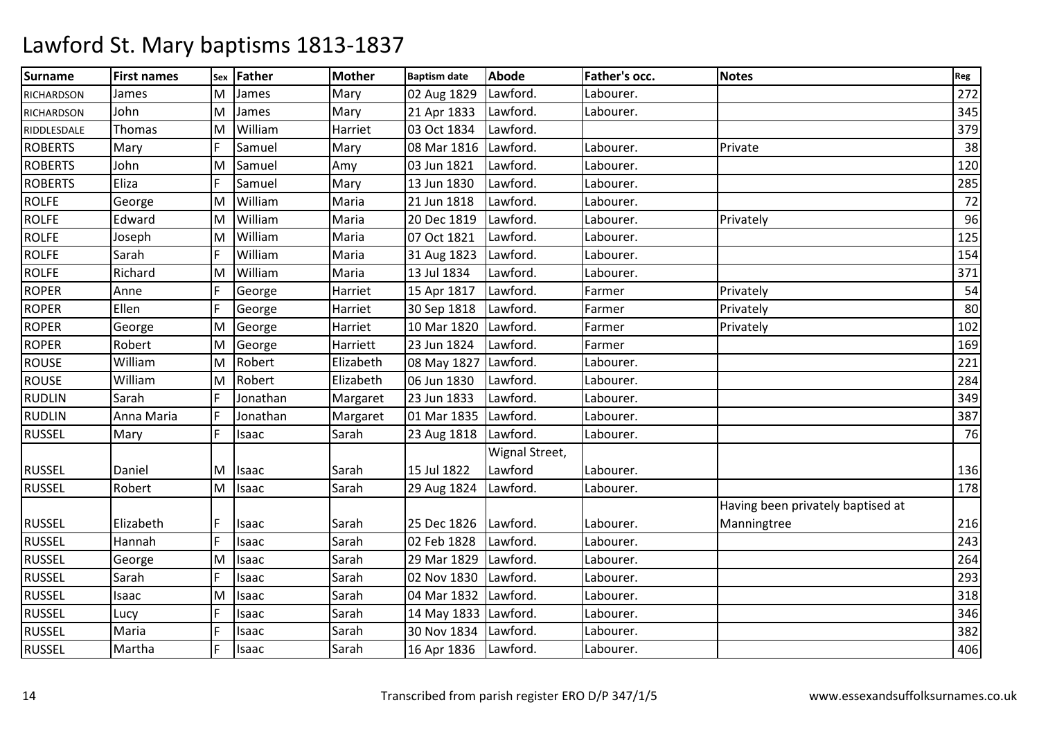# Lawford St. Mary baptisms 1813-1837

| Surname | First names | Sex | Father | Mother | Baptism date | Abode | Father's occ. | Notes | Reg |
|---|---|---|---|---|---|---|---|---|---|
| RICHARDSON | James | M | James | Mary | 02 Aug 1829 | Lawford. | Labourer. | | 272 |
| RICHARDSON | John | M | James | Mary | 21 Apr 1833 | Lawford. | Labourer. | | 345 |
| RIDDLESDALE | Thomas | M | William | Harriet | 03 Oct 1834 | Lawford. | | | 379 |
| ROBERTS | Mary | F | Samuel | Mary | 08 Mar 1816 | Lawford. | Labourer. | Private | 38 |
| ROBERTS | John | M | Samuel | Amy | 03 Jun 1821 | Lawford. | Labourer. | | 120 |
| ROBERTS | Eliza | F | Samuel | Mary | 13 Jun 1830 | Lawford. | Labourer. | | 285 |
| ROLFE | George | M | William | Maria | 21 Jun 1818 | Lawford. | Labourer. | | 72 |
| ROLFE | Edward | M | William | Maria | 20 Dec 1819 | Lawford. | Labourer. | Privately | 96 |
| ROLFE | Joseph | M | William | Maria | 07 Oct 1821 | Lawford. | Labourer. | | 125 |
| ROLFE | Sarah | F | William | Maria | 31 Aug 1823 | Lawford. | Labourer. | | 154 |
| ROLFE | Richard | M | William | Maria | 13 Jul 1834 | Lawford. | Labourer. | | 371 |
| ROPER | Anne | F | George | Harriet | 15 Apr 1817 | Lawford. | Farmer | Privately | 54 |
| ROPER | Ellen | F | George | Harriet | 30 Sep 1818 | Lawford. | Farmer | Privately | 80 |
| ROPER | George | M | George | Harriet | 10 Mar 1820 | Lawford. | Farmer | Privately | 102 |
| ROPER | Robert | M | George | Harriett | 23 Jun 1824 | Lawford. | Farmer | | 169 |
| ROUSE | William | M | Robert | Elizabeth | 08 May 1827 | Lawford. | Labourer. | | 221 |
| ROUSE | William | M | Robert | Elizabeth | 06 Jun 1830 | Lawford. | Labourer. | | 284 |
| RUDLIN | Sarah | F | Jonathan | Margaret | 23 Jun 1833 | Lawford. | Labourer. | | 349 |
| RUDLIN | Anna Maria | F | Jonathan | Margaret | 01 Mar 1835 | Lawford. | Labourer. | | 387 |
| RUSSEL | Mary | F | Isaac | Sarah | 23 Aug 1818 | Lawford. | Labourer. | | 76 |
| RUSSEL | Daniel | M | Isaac | Sarah | 15 Jul 1822 | Wignal Street, Lawford | Labourer. | | 136 |
| RUSSEL | Robert | M | Isaac | Sarah | 29 Aug 1824 | Lawford. | Labourer. | | 178 |
| RUSSEL | Elizabeth | F | Isaac | Sarah | 25 Dec 1826 | Lawford. | Labourer. | Having been privately baptised at Manningtree | 216 |
| RUSSEL | Hannah | F | Isaac | Sarah | 02 Feb 1828 | Lawford. | Labourer. | | 243 |
| RUSSEL | George | M | Isaac | Sarah | 29 Mar 1829 | Lawford. | Labourer. | | 264 |
| RUSSEL | Sarah | F | Isaac | Sarah | 02 Nov 1830 | Lawford. | Labourer. | | 293 |
| RUSSEL | Isaac | M | Isaac | Sarah | 04 Mar 1832 | Lawford. | Labourer. | | 318 |
| RUSSEL | Lucy | F | Isaac | Sarah | 14 May 1833 | Lawford. | Labourer. | | 346 |
| RUSSEL | Maria | F | Isaac | Sarah | 30 Nov 1834 | Lawford. | Labourer. | | 382 |
| RUSSEL | Martha | F | Isaac | Sarah | 16 Apr 1836 | Lawford. | Labourer. | | 406 |

Transcribed from parish register ERO D/P 347/1/5 www.essexandsuffolksurnames.co.uk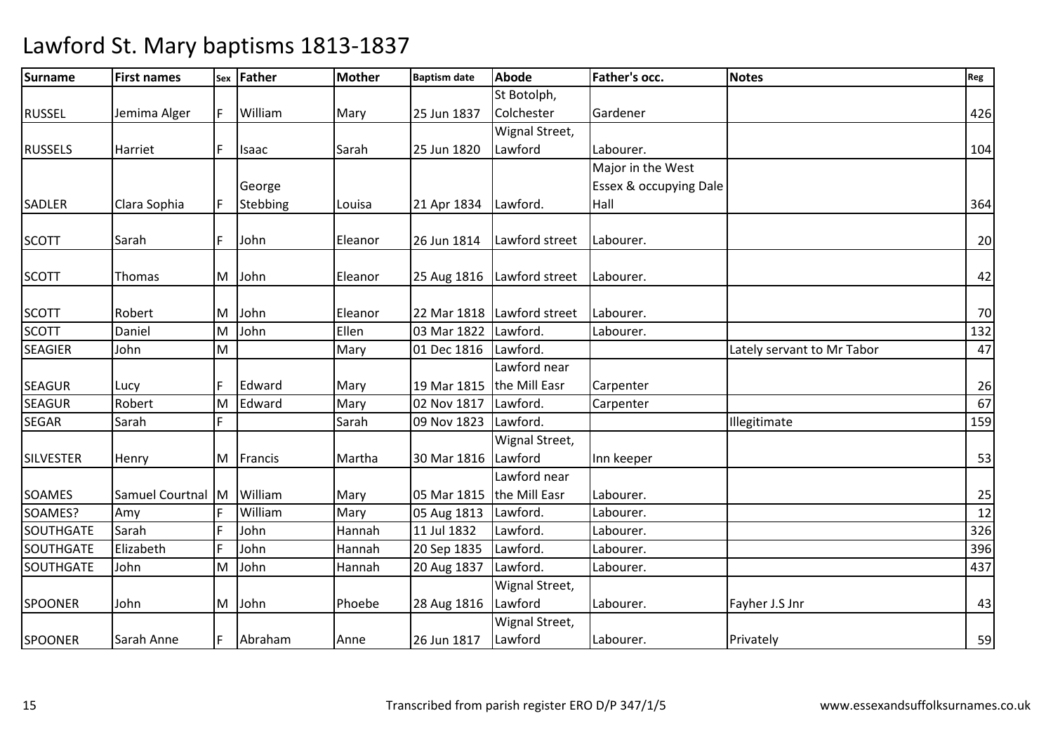# Lawford St. Mary baptisms 1813-1837

| Surname | First names | Sex | Father | Mother | Baptism date | Abode | Father's occ. | Notes | Reg |
|---|---|---|---|---|---|---|---|---|---|
| RUSSEL | Jemima Alger | F | William | Mary | 25 Jun 1837 | St Botolph, Colchester | Gardener | | 426 |
| RUSSELS | Harriet | F | Isaac | Sarah | 25 Jun 1820 | Wignal Street, Lawford | Labourer. | | 104 |
| SADLER | Clara Sophia | F | George Stebbing | Louisa | 21 Apr 1834 | Lawford. | Major in the West Essex & occupying Dale Hall | | 364 |
| SCOTT | Sarah | F | John | Eleanor | 26 Jun 1814 | Lawford street | Labourer. | | 20 |
| SCOTT | Thomas | M | John | Eleanor | 25 Aug 1816 | Lawford street | Labourer. | | 42 |
| SCOTT | Robert | M | John | Eleanor | 22 Mar 1818 | Lawford street | Labourer. | | 70 |
| SCOTT | Daniel | M | John | Ellen | 03 Mar 1822 | Lawford. | Labourer. | | 132 |
| SEAGIER | John | M | | Mary | 01 Dec 1816 | Lawford. | | Lately servant to Mr Tabor | 47 |
| SEAGUR | Lucy | F | Edward | Mary | 19 Mar 1815 | Lawford near the Mill Easr | Carpenter | | 26 |
| SEAGUR | Robert | M | Edward | Mary | 02 Nov 1817 | Lawford. | Carpenter | | 67 |
| SEGAR | Sarah | F | | Sarah | 09 Nov 1823 | Lawford. | | Illegitimate | 159 |
| SILVESTER | Henry | M | Francis | Martha | 30 Mar 1816 | Wignal Street, Lawford | Inn keeper | | 53 |
| SOAMES | Samuel Courtnal | M | William | Mary | 05 Mar 1815 | Lawford near the Mill Easr | Labourer. | | 25 |
| SOAMES? | Amy | F | William | Mary | 05 Aug 1813 | Lawford. | Labourer. | | 12 |
| SOUTHGATE | Sarah | F | John | Hannah | 11 Jul 1832 | Lawford. | Labourer. | | 326 |
| SOUTHGATE | Elizabeth | F | John | Hannah | 20 Sep 1835 | Lawford. | Labourer. | | 396 |
| SOUTHGATE | John | M | John | Hannah | 20 Aug 1837 | Lawford. | Labourer. | | 437 |
| SPOONER | John | M | John | Phoebe | 28 Aug 1816 | Wignal Street, Lawford | Labourer. | Fayher J.S Jnr | 43 |
| SPOONER | Sarah Anne | F | Abraham | Anne | 26 Jun 1817 | Wignal Street, Lawford | Labourer. | Privately | 59 |

Transcribed from parish register ERO D/P 347/1/5 www.essexandsuffolksurnames.co.uk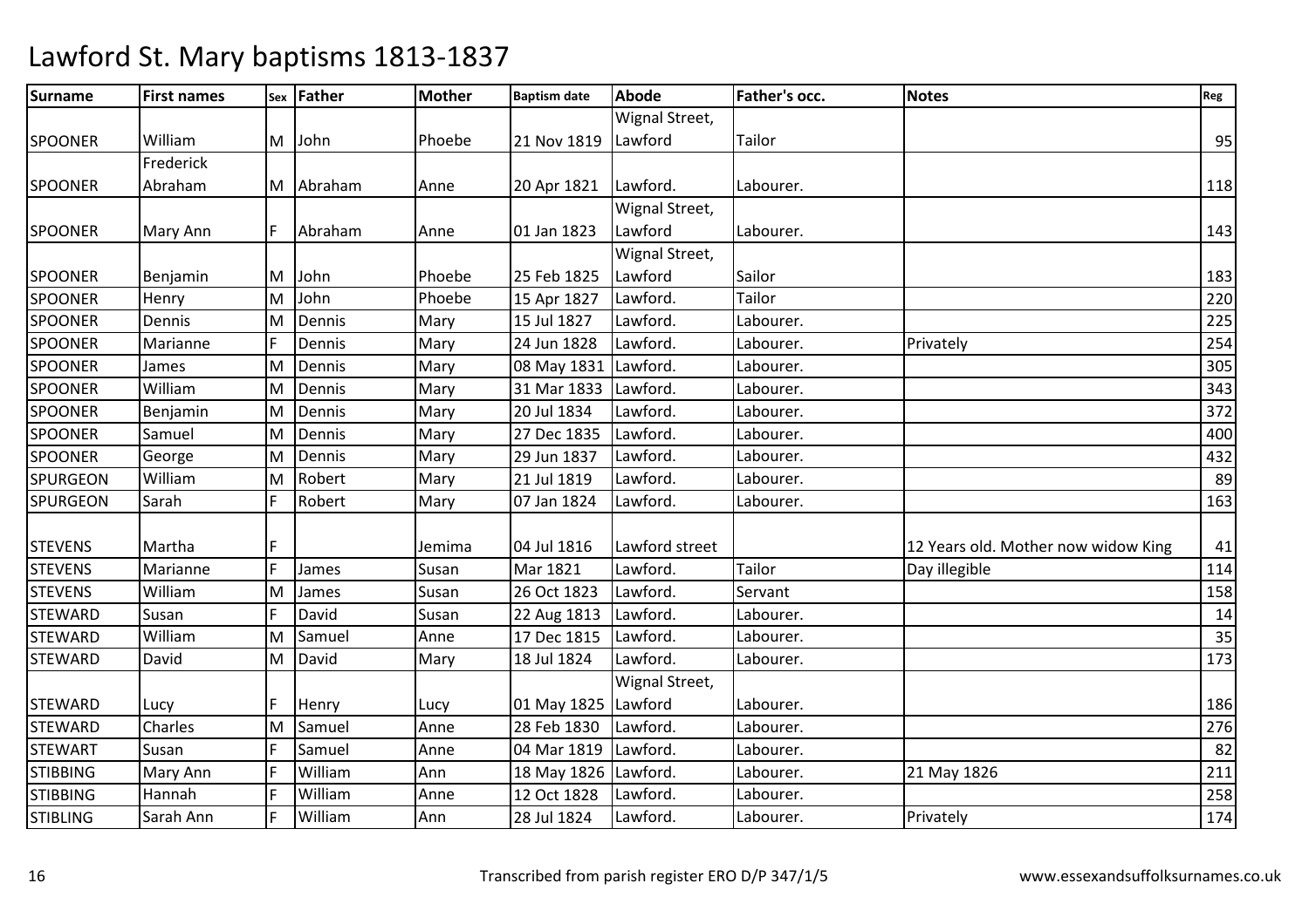# Lawford St. Mary baptisms 1813-1837

| Surname | First names | Sex | Father | Mother | Baptism date | Abode | Father's occ. | Notes | Reg |
|---|---|---|---|---|---|---|---|---|---|
| SPOONER | William | M | John | Phoebe | 21 Nov 1819 | Wignal Street, Lawford | Tailor | | 95 |
| SPOONER | Frederick Abraham | M | Abraham | Anne | 20 Apr 1821 | Lawford. | Labourer. | | 118 |
| SPOONER | Mary Ann | F | Abraham | Anne | 01 Jan 1823 | Wignal Street, Lawford | Labourer. | | 143 |
| SPOONER | Benjamin | M | John | Phoebe | 25 Feb 1825 | Wignal Street, Lawford | Sailor | | 183 |
| SPOONER | Henry | M | John | Phoebe | 15 Apr 1827 | Lawford. | Tailor | | 220 |
| SPOONER | Dennis | M | Dennis | Mary | 15 Jul 1827 | Lawford. | Labourer. | | 225 |
| SPOONER | Marianne | F | Dennis | Mary | 24 Jun 1828 | Lawford. | Labourer. | Privately | 254 |
| SPOONER | James | M | Dennis | Mary | 08 May 1831 | Lawford. | Labourer. | | 305 |
| SPOONER | William | M | Dennis | Mary | 31 Mar 1833 | Lawford. | Labourer. | | 343 |
| SPOONER | Benjamin | M | Dennis | Mary | 20 Jul 1834 | Lawford. | Labourer. | | 372 |
| SPOONER | Samuel | M | Dennis | Mary | 27 Dec 1835 | Lawford. | Labourer. | | 400 |
| SPOONER | George | M | Dennis | Mary | 29 Jun 1837 | Lawford. | Labourer. | | 432 |
| SPURGEON | William | M | Robert | Mary | 21 Jul 1819 | Lawford. | Labourer. | | 89 |
| SPURGEON | Sarah | F | Robert | Mary | 07 Jan 1824 | Lawford. | Labourer. | | 163 |
| STEVENS | Martha | F | | Jemima | 04 Jul 1816 | Lawford street | | 12 Years old. Mother now widow King | 41 |
| STEVENS | Marianne | F | James | Susan | Mar 1821 | Lawford. | Tailor | Day illegible | 114 |
| STEVENS | William | M | James | Susan | 26 Oct 1823 | Lawford. | Servant | | 158 |
| STEWARD | Susan | F | David | Susan | 22 Aug 1813 | Lawford. | Labourer. | | 14 |
| STEWARD | William | M | Samuel | Anne | 17 Dec 1815 | Lawford. | Labourer. | | 35 |
| STEWARD | David | M | David | Mary | 18 Jul 1824 | Lawford. | Labourer. | | 173 |
| STEWARD | Lucy | F | Henry | Lucy | 01 May 1825 | Wignal Street, Lawford | Labourer. | | 186 |
| STEWARD | Charles | M | Samuel | Anne | 28 Feb 1830 | Lawford. | Labourer. | | 276 |
| STEWART | Susan | F | Samuel | Anne | 04 Mar 1819 | Lawford. | Labourer. | | 82 |
| STIBBING | Mary Ann | F | William | Ann | 18 May 1826 | Lawford. | Labourer. | 21 May 1826 | 211 |
| STIBBING | Hannah | F | William | Anne | 12 Oct 1828 | Lawford. | Labourer. | | 258 |
| STIBLING | Sarah Ann | F | William | Ann | 28 Jul 1824 | Lawford. | Labourer. | Privately | 174 |

Transcribed from parish register ERO D/P 347/1/5 www.essexandsuffolksurnames.co.uk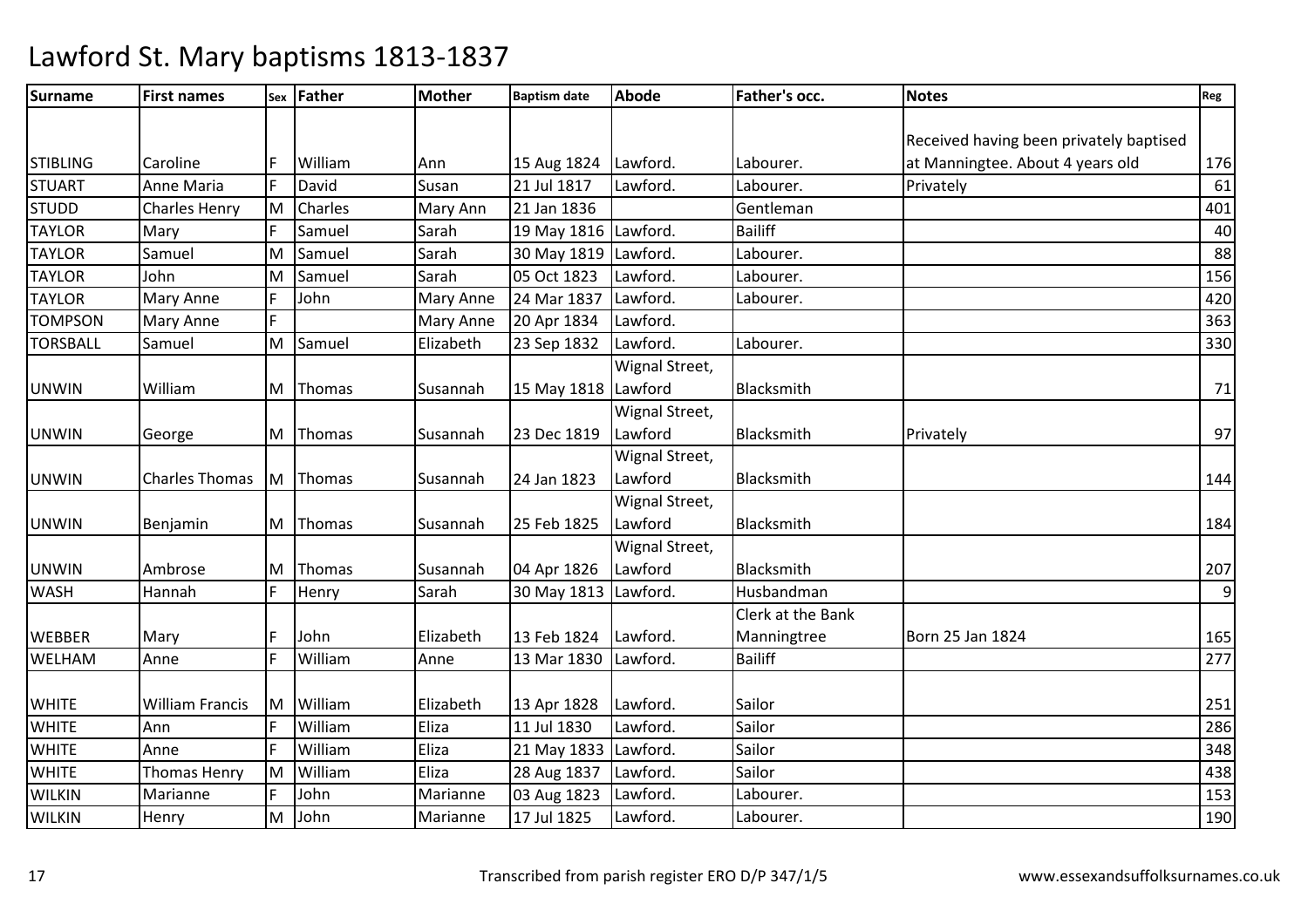# Lawford St. Mary baptisms 1813-1837

| Surname | First names | Sex | Father | Mother | Baptism date | Abode | Father's occ. | Notes | Reg |
|---|---|---|---|---|---|---|---|---|---|
| STIBLING | Caroline | F | William | Ann | 15 Aug 1824 | Lawford. | Labourer. | Received having been privately baptised at Manningtee. About 4 years old | 176 |
| STUART | Anne Maria | F | David | Susan | 21 Jul 1817 | Lawford. | Labourer. | Privately | 61 |
| STUDD | Charles Henry | M | Charles | Mary Ann | 21 Jan 1836 | | Gentleman | | 401 |
| TAYLOR | Mary | F | Samuel | Sarah | 19 May 1816 | Lawford. | Bailiff | | 40 |
| TAYLOR | Samuel | M | Samuel | Sarah | 30 May 1819 | Lawford. | Labourer. | | 88 |
| TAYLOR | John | M | Samuel | Sarah | 05 Oct 1823 | Lawford. | Labourer. | | 156 |
| TAYLOR | Mary Anne | F | John | Mary Anne | 24 Mar 1837 | Lawford. | Labourer. | | 420 |
| TOMPSON | Mary Anne | F | | Mary Anne | 20 Apr 1834 | Lawford. | | | 363 |
| TORSBALL | Samuel | M | Samuel | Elizabeth | 23 Sep 1832 | Lawford. | Labourer. | | 330 |
| UNWIN | William | M | Thomas | Susannah | 15 May 1818 | Wignal Street, Lawford | Blacksmith | | 71 |
| UNWIN | George | M | Thomas | Susannah | 23 Dec 1819 | Wignal Street, Lawford | Blacksmith | Privately | 97 |
| UNWIN | Charles Thomas | M | Thomas | Susannah | 24 Jan 1823 | Wignal Street, Lawford | Blacksmith | | 144 |
| UNWIN | Benjamin | M | Thomas | Susannah | 25 Feb 1825 | Wignal Street, Lawford | Blacksmith | | 184 |
| UNWIN | Ambrose | M | Thomas | Susannah | 04 Apr 1826 | Wignal Street, Lawford | Blacksmith | | 207 |
| WASH | Hannah | F | Henry | Sarah | 30 May 1813 | Lawford. | Husbandman | | 9 |
| WEBBER | Mary | F | John | Elizabeth | 13 Feb 1824 | Lawford. | Clerk at the Bank Manningtree | Born 25 Jan 1824 | 165 |
| WELHAM | Anne | F | William | Anne | 13 Mar 1830 | Lawford. | Bailiff | | 277 |
| WHITE | William Francis | M | William | Elizabeth | 13 Apr 1828 | Lawford. | Sailor | | 251 |
| WHITE | Ann | F | William | Eliza | 11 Jul 1830 | Lawford. | Sailor | | 286 |
| WHITE | Anne | F | William | Eliza | 21 May 1833 | Lawford. | Sailor | | 348 |
| WHITE | Thomas Henry | M | William | Eliza | 28 Aug 1837 | Lawford. | Sailor | | 438 |
| WILKIN | Marianne | F | John | Marianne | 03 Aug 1823 | Lawford. | Labourer. | | 153 |
| WILKIN | Henry | M | John | Marianne | 17 Jul 1825 | Lawford. | Labourer. | | 190 |

Transcribed from parish register ERO D/P 347/1/5 www.essexandsuffolksurnames.co.uk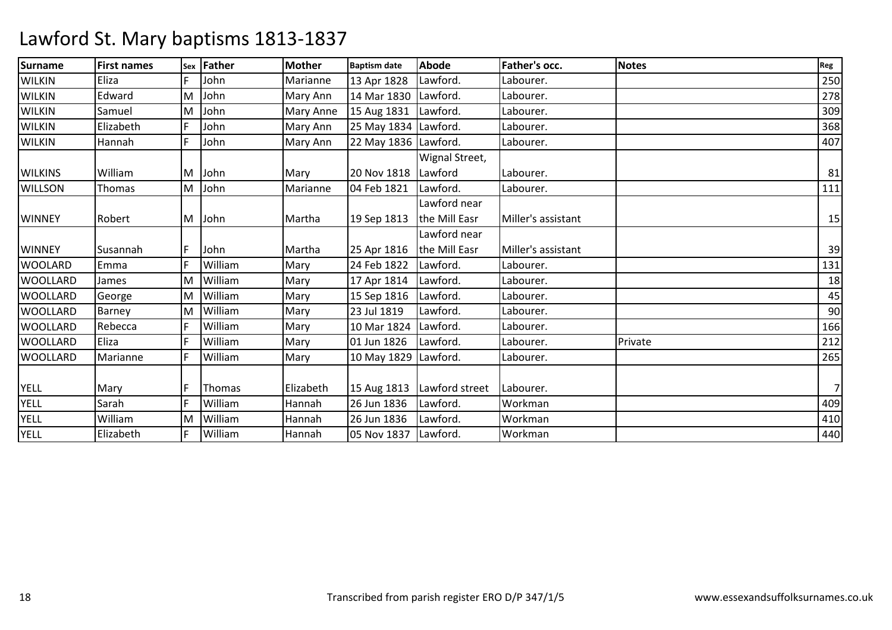# Lawford St. Mary baptisms 1813-1837

| Surname | First names | Sex | Father | Mother | Baptism date | Abode | Father's occ. | Notes | Reg |
|---|---|---|---|---|---|---|---|---|---|
| WILKIN | Eliza | F | John | Marianne | 13 Apr 1828 | Lawford. | Labourer. | | 250 |
| WILKIN | Edward | M | John | Mary Ann | 14 Mar 1830 | Lawford. | Labourer. | | 278 |
| WILKIN | Samuel | M | John | Mary Anne | 15 Aug 1831 | Lawford. | Labourer. | | 309 |
| WILKIN | Elizabeth | F | John | Mary Ann | 25 May 1834 | Lawford. | Labourer. | | 368 |
| WILKIN | Hannah | F | John | Mary Ann | 22 May 1836 | Lawford. | Labourer. | | 407 |
| WILKINS | William | M | John | Mary | 20 Nov 1818 | Wignal Street, Lawford | Labourer. | | 81 |
| WILLSON | Thomas | M | John | Marianne | 04 Feb 1821 | Lawford. | Labourer. | | 111 |
| WINNEY | Robert | M | John | Martha | 19 Sep 1813 | Lawford near the Mill Easr | Miller's assistant | | 15 |
| WINNEY | Susannah | F | John | Martha | 25 Apr 1816 | Lawford near the Mill Easr | Miller's assistant | | 39 |
| WOOLARD | Emma | F | William | Mary | 24 Feb 1822 | Lawford. | Labourer. | | 131 |
| WOOLLARD | James | M | William | Mary | 17 Apr 1814 | Lawford. | Labourer. | | 18 |
| WOOLLARD | George | M | William | Mary | 15 Sep 1816 | Lawford. | Labourer. | | 45 |
| WOOLLARD | Barney | M | William | Mary | 23 Jul 1819 | Lawford. | Labourer. | | 90 |
| WOOLLARD | Rebecca | F | William | Mary | 10 Mar 1824 | Lawford. | Labourer. | | 166 |
| WOOLLARD | Eliza | F | William | Mary | 01 Jun 1826 | Lawford. | Labourer. | Private | 212 |
| WOOLLARD | Marianne | F | William | Mary | 10 May 1829 | Lawford. | Labourer. | | 265 |
| YELL | Mary | F | Thomas | Elizabeth | 15 Aug 1813 | Lawford street | Labourer. | | 7 |
| YELL | Sarah | F | William | Hannah | 26 Jun 1836 | Lawford. | Workman | | 409 |
| YELL | William | M | William | Hannah | 26 Jun 1836 | Lawford. | Workman | | 410 |
| YELL | Elizabeth | F | William | Hannah | 05 Nov 1837 | Lawford. | Workman | | 440 |

Transcribed from parish register ERO D/P 347/1/5

www.essexandsuffolksurnames.co.uk